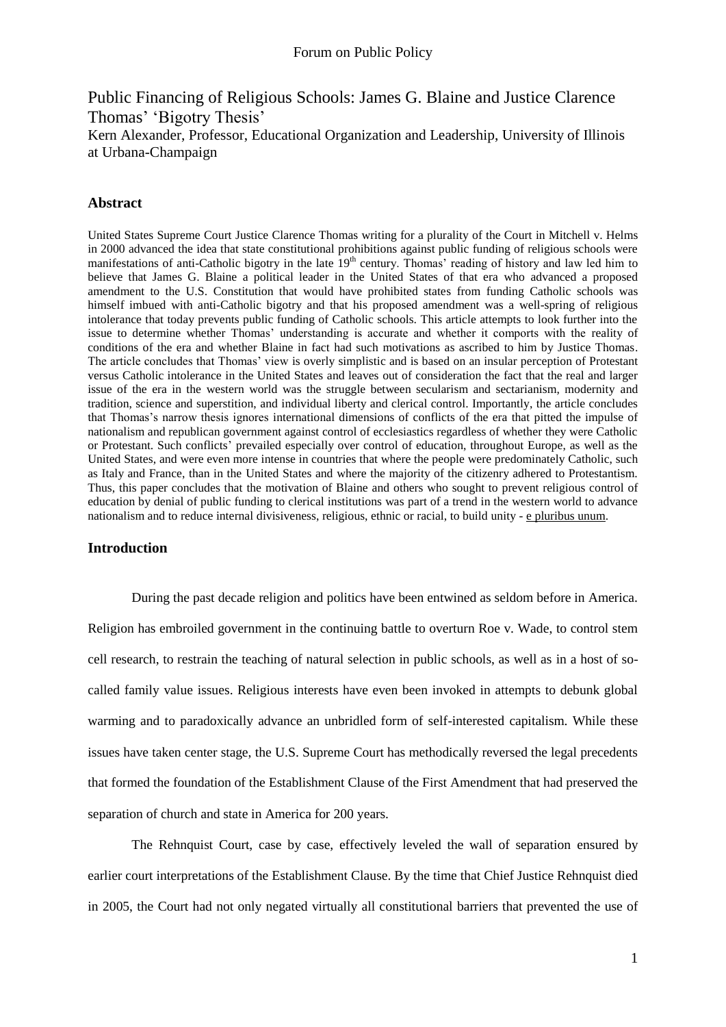# Public Financing of Religious Schools: James G. Blaine and Justice Clarence Thomas' 'Bigotry Thesis'

Kern Alexander, Professor, Educational Organization and Leadership, University of Illinois at Urbana-Champaign

## Abstract

United States Supreme Court Justice Clarence Thomas writing for a plurality of the Court in Mitchell v. Helms in 2000 advanced the idea that state constitutional prohibitions against public funding of religious schools were manifestations of anti-Catholic bigotry in the late 19th century. Thomas' reading of history and law led him to believe that James G. Blaine a political leader in the United States of that era who advanced a proposed amendment to the U.S. Constitution that would have prohibited states from funding Catholic schools was himself imbued with anti-Catholic bigotry and that his proposed amendment was a well-spring of religious intolerance that today prevents public funding of Catholic schools. This article attempts to look further into the issue to determine whether Thomas' understanding is accurate and whether it comports with the reality of conditions of the era and whether Blaine in fact had such motivations as ascribed to him by Justice Thomas. The article concludes that Thomas' view is overly simplistic and is based on an insular perception of Protestant versus Catholic intolerance in the United States and leaves out of consideration the fact that the real and larger issue of the era in the western world was the struggle between secularism and sectarianism, modernity and tradition, science and superstition, and individual liberty and clerical control. Importantly, the article concludes that Thomas's narrow thesis ignores international dimensions of conflicts of the era that pitted the impulse of nationalism and republican government against control of ecclesiastics regardless of whether they were Catholic or Protestant. Such conflicts' prevailed especially over control of education, throughout Europe, as well as the United States, and were even more intense in countries that where the people were predominately Catholic, such as Italy and France, than in the United States and where the majority of the citizenry adhered to Protestantism. Thus, this paper concludes that the motivation of Blaine and others who sought to prevent religious control of education by denial of public funding to clerical institutions was part of a trend in the western world to advance nationalism and to reduce internal divisiveness, religious, ethnic or racial, to build unity - e pluribus unum.

## Introduction

During the past decade religion and politics have been entwined as seldom before in America. Religion has embroiled government in the continuing battle to overturn Roe v. Wade, to control stem cell research, to restrain the teaching of natural selection in public schools, as well as in a host of so-called family value issues. Religious interests have even been invoked in attempts to debunk global warming and to paradoxically advance an unbridled form of self-interested capitalism. While these issues have taken center stage, the U.S. Supreme Court has methodically reversed the legal precedents that formed the foundation of the Establishment Clause of the First Amendment that had preserved the separation of church and state in America for 200 years.

The Rehnquist Court, case by case, effectively leveled the wall of separation ensured by earlier court interpretations of the Establishment Clause. By the time that Chief Justice Rehnquist died in 2005, the Court had not only negated virtually all constitutional barriers that prevented the use of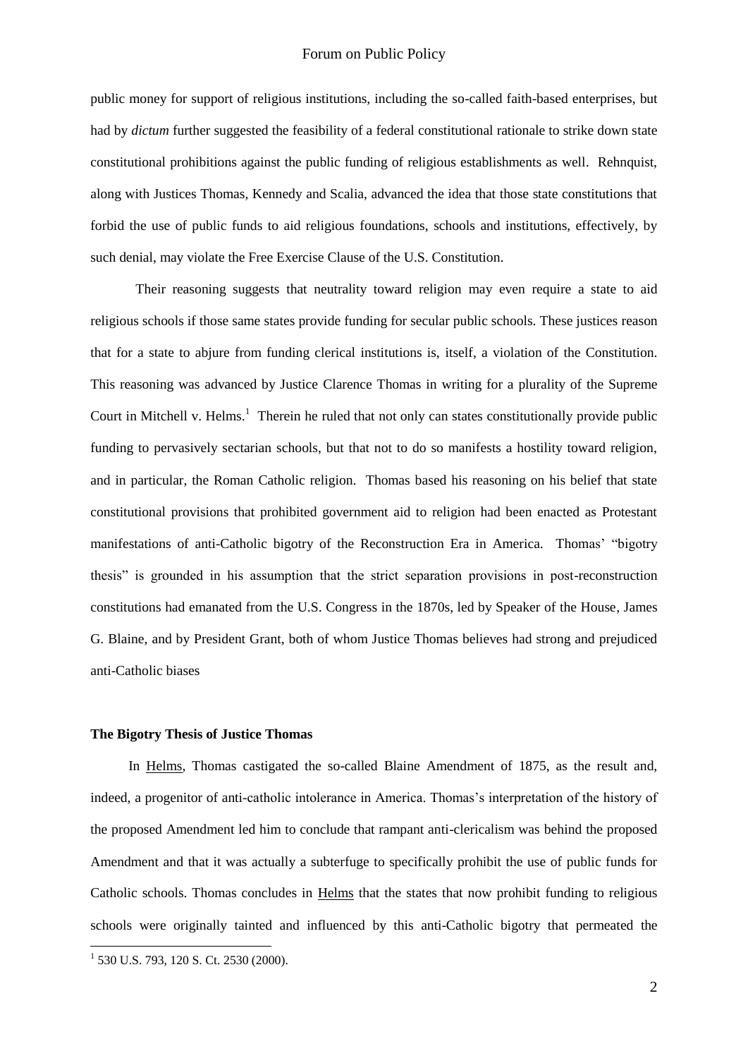public money for support of religious institutions, including the so-called faith-based enterprises, but had by *dictum* further suggested the feasibility of a federal constitutional rationale to strike down state constitutional prohibitions against the public funding of religious establishments as well. Rehnquist, along with Justices Thomas, Kennedy and Scalia, advanced the idea that those state constitutions that forbid the use of public funds to aid religious foundations, schools and institutions, effectively, by such denial, may violate the Free Exercise Clause of the U.S. Constitution.

Their reasoning suggests that neutrality toward religion may even require a state to aid religious schools if those same states provide funding for secular public schools. These justices reason that for a state to abjure from funding clerical institutions is, itself, a violation of the Constitution. This reasoning was advanced by Justice Clarence Thomas in writing for a plurality of the Supreme Court in Mitchell v. Helms.[1] Therein he ruled that not only can states constitutionally provide public funding to pervasively sectarian schools, but that not to do so manifests a hostility toward religion, and in particular, the Roman Catholic religion. Thomas based his reasoning on his belief that state constitutional provisions that prohibited government aid to religion had been enacted as Protestant manifestations of anti-Catholic bigotry of the Reconstruction Era in America. Thomas' "bigotry thesis" is grounded in his assumption that the strict separation provisions in post-reconstruction constitutions had emanated from the U.S. Congress in the 1870s, led by Speaker of the House, James G. Blaine, and by President Grant, both of whom Justice Thomas believes had strong and prejudiced anti-Catholic biases

**The Bigotry Thesis of Justice Thomas**

In Helms, Thomas castigated the so-called Blaine Amendment of 1875, as the result and, indeed, a progenitor of anti-catholic intolerance in America. Thomas's interpretation of the history of the proposed Amendment led him to conclude that rampant anti-clericalism was behind the proposed Amendment and that it was actually a subterfuge to specifically prohibit the use of public funds for Catholic schools. Thomas concludes in Helms that the states that now prohibit funding to religious schools were originally tainted and influenced by this anti-Catholic bigotry that permeated the

[1] 530 U.S. 793, 120 S. Ct. 2530 (2000).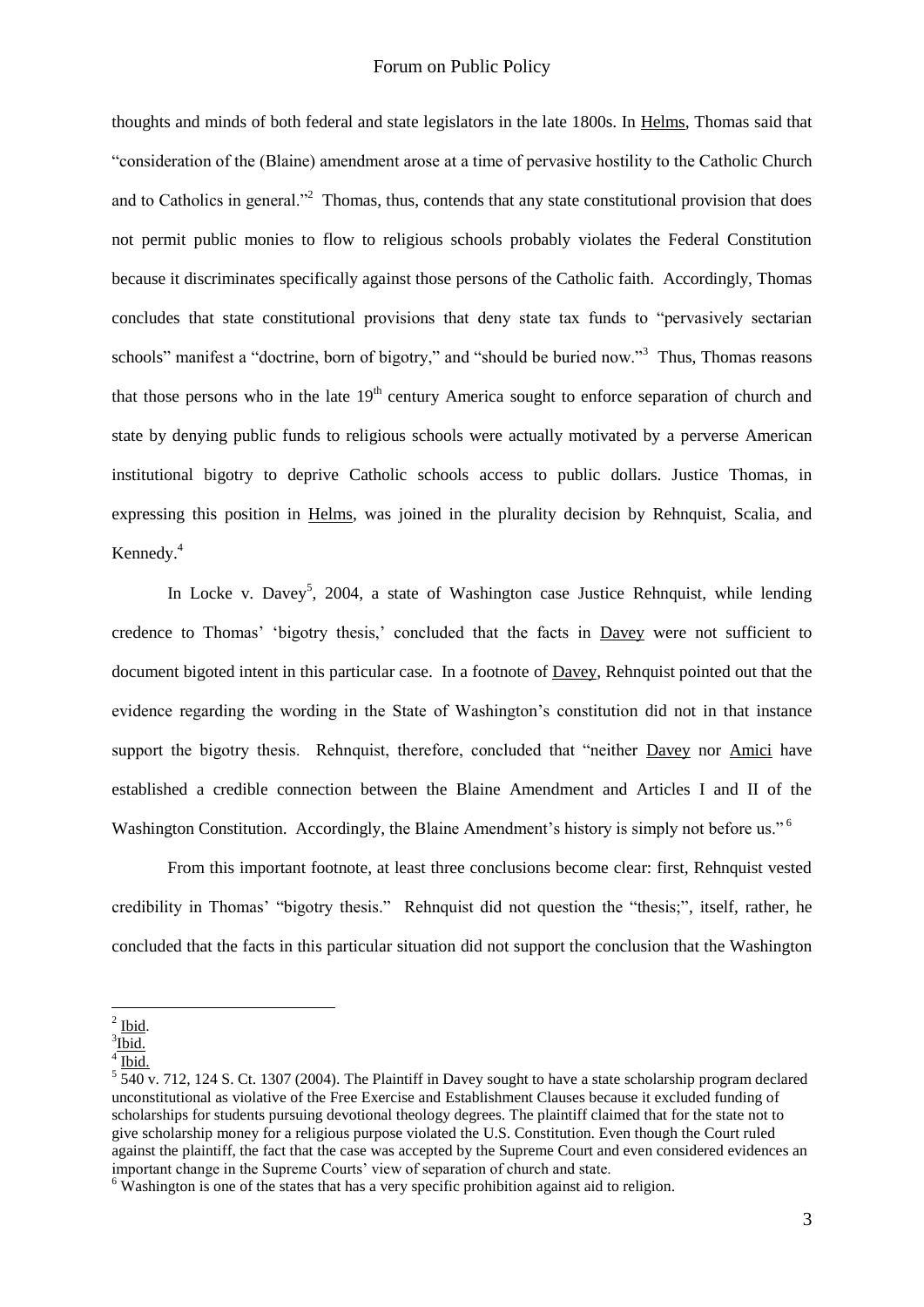thoughts and minds of both federal and state legislators in the late 1800s. In Helms, Thomas said that "consideration of the (Blaine) amendment arose at a time of pervasive hostility to the Catholic Church and to Catholics in general."[2] Thomas, thus, contends that any state constitutional provision that does not permit public monies to flow to religious schools probably violates the Federal Constitution because it discriminates specifically against those persons of the Catholic faith. Accordingly, Thomas concludes that state constitutional provisions that deny state tax funds to "pervasively sectarian schools" manifest a "doctrine, born of bigotry," and "should be buried now."[3] Thus, Thomas reasons that those persons who in the late 19th century America sought to enforce separation of church and state by denying public funds to religious schools were actually motivated by a perverse American institutional bigotry to deprive Catholic schools access to public dollars. Justice Thomas, in expressing this position in Helms, was joined in the plurality decision by Rehnquist, Scalia, and Kennedy.[4]

In Locke v. Davey[5], 2004, a state of Washington case Justice Rehnquist, while lending credence to Thomas' 'bigotry thesis,' concluded that the facts in Davey were not sufficient to document bigoted intent in this particular case. In a footnote of Davey, Rehnquist pointed out that the evidence regarding the wording in the State of Washington's constitution did not in that instance support the bigotry thesis. Rehnquist, therefore, concluded that "neither Davey nor Amici have established a credible connection between the Blaine Amendment and Articles I and II of the Washington Constitution. Accordingly, the Blaine Amendment's history is simply not before us."[6]

From this important footnote, at least three conclusions become clear: first, Rehnquist vested credibility in Thomas' "bigotry thesis." Rehnquist did not question the "thesis;", itself, rather, he concluded that the facts in this particular situation did not support the conclusion that the Washington

---

[2] Ibid.

[3] Ibid.

[4] Ibid.

[5] 540 v. 712, 124 S. Ct. 1307 (2004). The Plaintiff in Davey sought to have a state scholarship program declared unconstitutional as violative of the Free Exercise and Establishment Clauses because it excluded funding of scholarships for students pursuing devotional theology degrees. The plaintiff claimed that for the state not to give scholarship money for a religious purpose violated the U.S. Constitution. Even though the Court ruled against the plaintiff, the fact that the case was accepted by the Supreme Court and even considered evidences an important change in the Supreme Courts' view of separation of church and state.

[6] Washington is one of the states that has a very specific prohibition against aid to religion.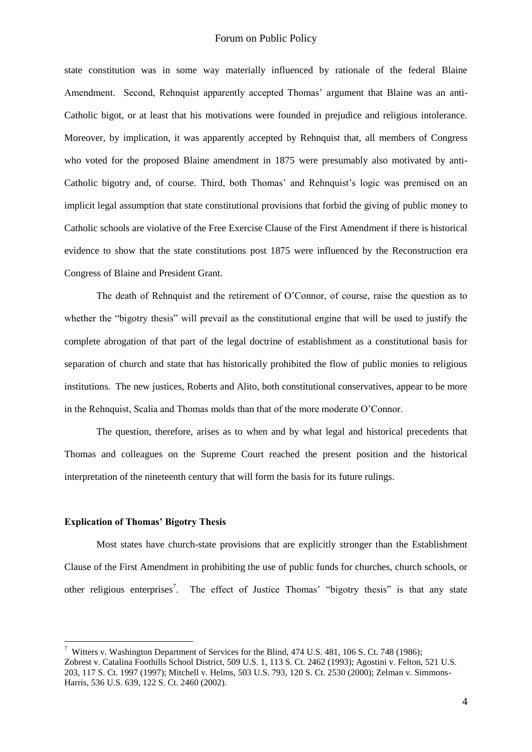state constitution was in some way materially influenced by rationale of the federal Blaine Amendment. Second, Rehnquist apparently accepted Thomas' argument that Blaine was an anti-Catholic bigot, or at least that his motivations were founded in prejudice and religious intolerance. Moreover, by implication, it was apparently accepted by Rehnquist that, all members of Congress who voted for the proposed Blaine amendment in 1875 were presumably also motivated by anti-Catholic bigotry and, of course. Third, both Thomas' and Rehnquist's logic was premised on an implicit legal assumption that state constitutional provisions that forbid the giving of public money to Catholic schools are violative of the Free Exercise Clause of the First Amendment if there is historical evidence to show that the state constitutions post 1875 were influenced by the Reconstruction era Congress of Blaine and President Grant.

The death of Rehnquist and the retirement of O'Connor, of course, raise the question as to whether the "bigotry thesis" will prevail as the constitutional engine that will be used to justify the complete abrogation of that part of the legal doctrine of establishment as a constitutional basis for separation of church and state that has historically prohibited the flow of public monies to religious institutions. The new justices, Roberts and Alito, both constitutional conservatives, appear to be more in the Rehnquist, Scalia and Thomas molds than that of the more moderate O'Connor.

The question, therefore, arises as to when and by what legal and historical precedents that Thomas and colleagues on the Supreme Court reached the present position and the historical interpretation of the nineteenth century that will form the basis for its future rulings.

**Explication of Thomas' Bigotry Thesis**

Most states have church-state provisions that are explicitly stronger than the Establishment Clause of the First Amendment in prohibiting the use of public funds for churches, church schools, or other religious enterprises[7]. The effect of Justice Thomas' "bigotry thesis" is that any state

[7] Witters v. Washington Department of Services for the Blind, 474 U.S. 481, 106 S. Ct. 748 (1986); Zobrest v. Catalina Foothills School District, 509 U.S. 1, 113 S. Ct. 2462 (1993); Agostini v. Felton, 521 U.S. 203, 117 S. Ct. 1997 (1997); Mitchell v. Helms, 503 U.S. 793, 120 S. Ct. 2530 (2000); Zelman v. Simmons-Harris, 536 U.S. 639, 122 S. Ct. 2460 (2002).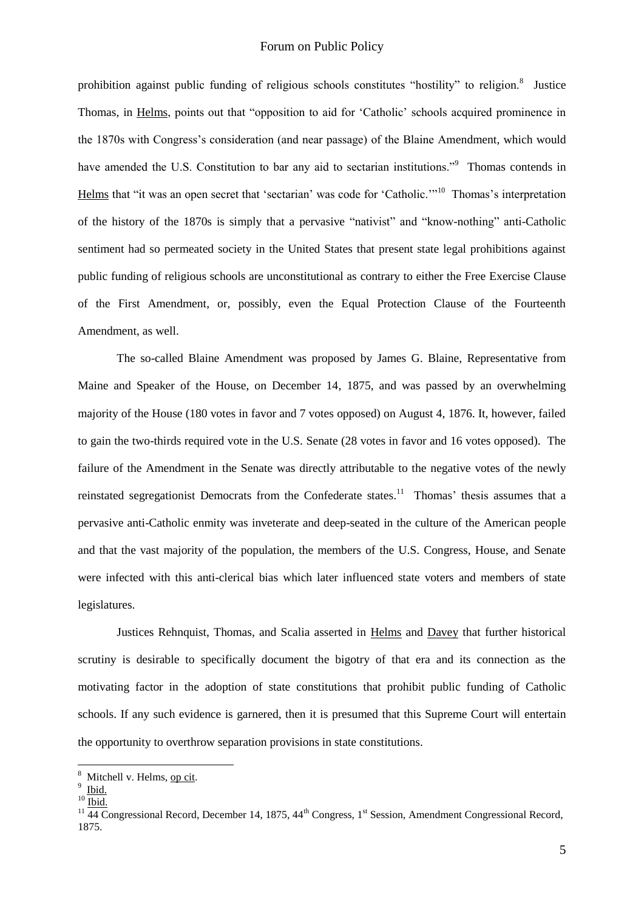prohibition against public funding of religious schools constitutes "hostility" to religion.[8] Justice Thomas, in Helms, points out that "opposition to aid for 'Catholic' schools acquired prominence in the 1870s with Congress's consideration (and near passage) of the Blaine Amendment, which would have amended the U.S. Constitution to bar any aid to sectarian institutions."[9] Thomas contends in Helms that "it was an open secret that 'sectarian' was code for 'Catholic.'"[10] Thomas's interpretation of the history of the 1870s is simply that a pervasive "nativist" and "know-nothing" anti-Catholic sentiment had so permeated society in the United States that present state legal prohibitions against public funding of religious schools are unconstitutional as contrary to either the Free Exercise Clause of the First Amendment, or, possibly, even the Equal Protection Clause of the Fourteenth Amendment, as well.

The so-called Blaine Amendment was proposed by James G. Blaine, Representative from Maine and Speaker of the House, on December 14, 1875, and was passed by an overwhelming majority of the House (180 votes in favor and 7 votes opposed) on August 4, 1876. It, however, failed to gain the two-thirds required vote in the U.S. Senate (28 votes in favor and 16 votes opposed). The failure of the Amendment in the Senate was directly attributable to the negative votes of the newly reinstated segregationist Democrats from the Confederate states.[11] Thomas' thesis assumes that a pervasive anti-Catholic enmity was inveterate and deep-seated in the culture of the American people and that the vast majority of the population, the members of the U.S. Congress, House, and Senate were infected with this anti-clerical bias which later influenced state voters and members of state legislatures.

Justices Rehnquist, Thomas, and Scalia asserted in Helms and Davey that further historical scrutiny is desirable to specifically document the bigotry of that era and its connection as the motivating factor in the adoption of state constitutions that prohibit public funding of Catholic schools. If any such evidence is garnered, then it is presumed that this Supreme Court will entertain the opportunity to overthrow separation provisions in state constitutions.

---

[8] Mitchell v. Helms, op cit.

[9] Ibid.

[10] Ibid.

[11] 44 Congressional Record, December 14, 1875, 44th Congress, 1st Session, Amendment Congressional Record, 1875.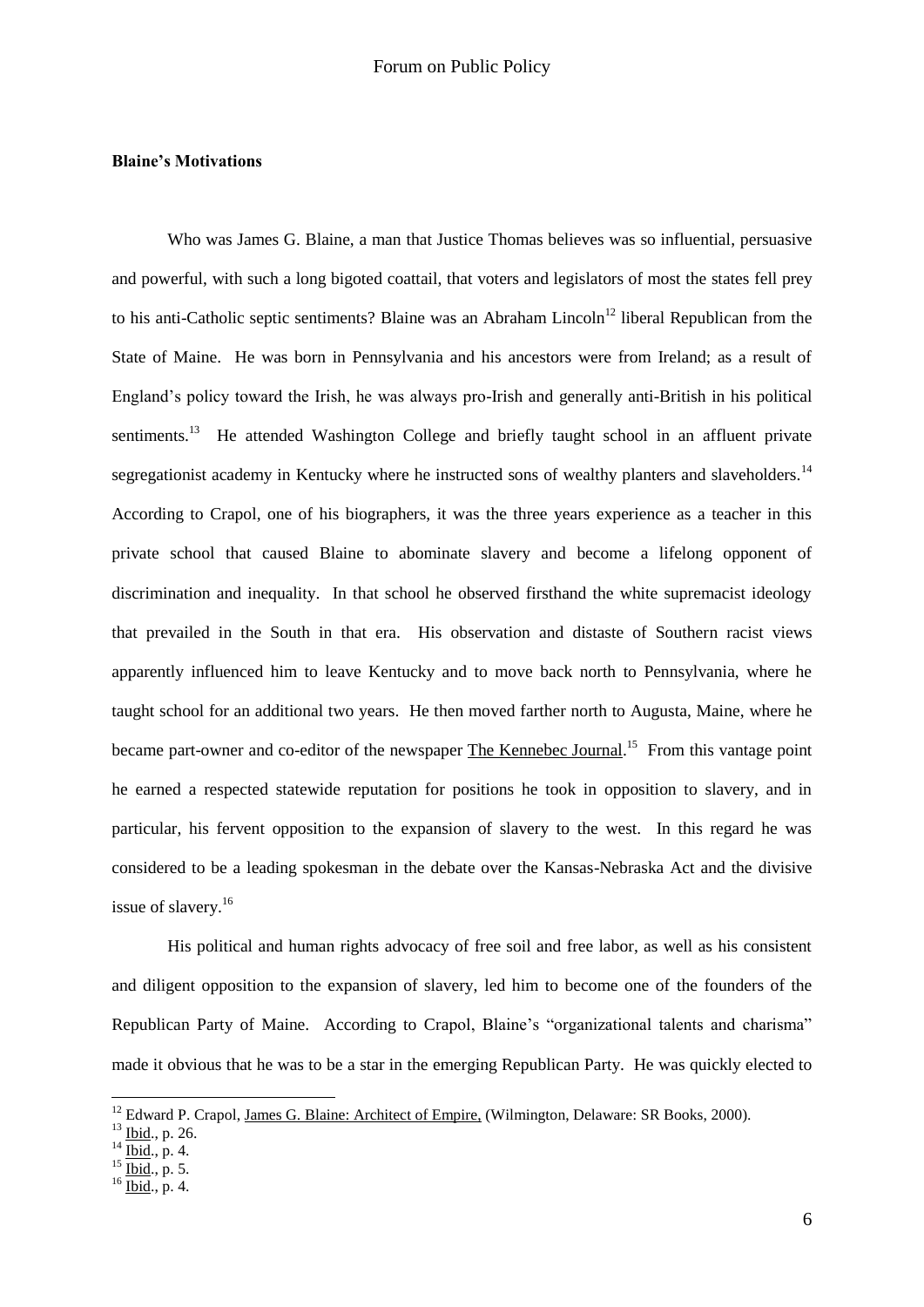**Blaine's Motivations**

Who was James G. Blaine, a man that Justice Thomas believes was so influential, persuasive and powerful, with such a long bigoted coattail, that voters and legislators of most the states fell prey to his anti-Catholic septic sentiments? Blaine was an Abraham Lincoln[12] liberal Republican from the State of Maine. He was born in Pennsylvania and his ancestors were from Ireland; as a result of England's policy toward the Irish, he was always pro-Irish and generally anti-British in his political sentiments.[13] He attended Washington College and briefly taught school in an affluent private segregationist academy in Kentucky where he instructed sons of wealthy planters and slaveholders.[14] According to Crapol, one of his biographers, it was the three years experience as a teacher in this private school that caused Blaine to abominate slavery and become a lifelong opponent of discrimination and inequality. In that school he observed firsthand the white supremacist ideology that prevailed in the South in that era. His observation and distaste of Southern racist views apparently influenced him to leave Kentucky and to move back north to Pennsylvania, where he taught school for an additional two years. He then moved farther north to Augusta, Maine, where he became part-owner and co-editor of the newspaper The Kennebec Journal.[15] From this vantage point he earned a respected statewide reputation for positions he took in opposition to slavery, and in particular, his fervent opposition to the expansion of slavery to the west. In this regard he was considered to be a leading spokesman in the debate over the Kansas-Nebraska Act and the divisive issue of slavery.[16]

His political and human rights advocacy of free soil and free labor, as well as his consistent and diligent opposition to the expansion of slavery, led him to become one of the founders of the Republican Party of Maine. According to Crapol, Blaine's "organizational talents and charisma" made it obvious that he was to be a star in the emerging Republican Party. He was quickly elected to

---

[12] Edward P. Crapol, James G. Blaine: Architect of Empire, (Wilmington, Delaware: SR Books, 2000).

[13] Ibid., p. 26.

[14] Ibid., p. 4.

[15] Ibid., p. 5.

[16] Ibid., p. 4.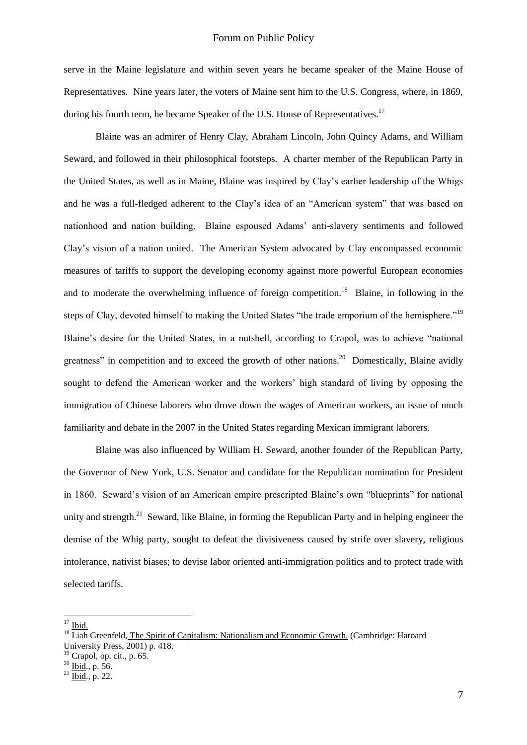serve in the Maine legislature and within seven years he became speaker of the Maine House of Representatives. Nine years later, the voters of Maine sent him to the U.S. Congress, where, in 1869, during his fourth term, he became Speaker of the U.S. House of Representatives.[17]

Blaine was an admirer of Henry Clay, Abraham Lincoln, John Quincy Adams, and William Seward, and followed in their philosophical footsteps. A charter member of the Republican Party in the United States, as well as in Maine, Blaine was inspired by Clay's earlier leadership of the Whigs and he was a full-fledged adherent to the Clay's idea of an "American system" that was based on nationhood and nation building. Blaine espoused Adams' anti-slavery sentiments and followed Clay's vision of a nation united. The American System advocated by Clay encompassed economic measures of tariffs to support the developing economy against more powerful European economies and to moderate the overwhelming influence of foreign competition.[18] Blaine, in following in the steps of Clay, devoted himself to making the United States "the trade emporium of the hemisphere."[19] Blaine's desire for the United States, in a nutshell, according to Crapol, was to achieve "national greatness" in competition and to exceed the growth of other nations.[20] Domestically, Blaine avidly sought to defend the American worker and the workers' high standard of living by opposing the immigration of Chinese laborers who drove down the wages of American workers, an issue of much familiarity and debate in the 2007 in the United States regarding Mexican immigrant laborers.

Blaine was also influenced by William H. Seward, another founder of the Republican Party, the Governor of New York, U.S. Senator and candidate for the Republican nomination for President in 1860. Seward's vision of an American empire prescripted Blaine's own "blueprints" for national unity and strength.[21] Seward, like Blaine, in forming the Republican Party and in helping engineer the demise of the Whig party, sought to defeat the divisiveness caused by strife over slavery, religious intolerance, nativist biases; to devise labor oriented anti-immigration politics and to protect trade with selected tariffs.

---

[17] Ibid.

[18] Liah Greenfeld, The Spirit of Capitalism: Nationalism and Economic Growth, (Cambridge: Haroard University Press, 2001) p. 418.

[19] Crapol, op. cit., p. 65.

[20] Ibid., p. 56.

[21] Ibid., p. 22.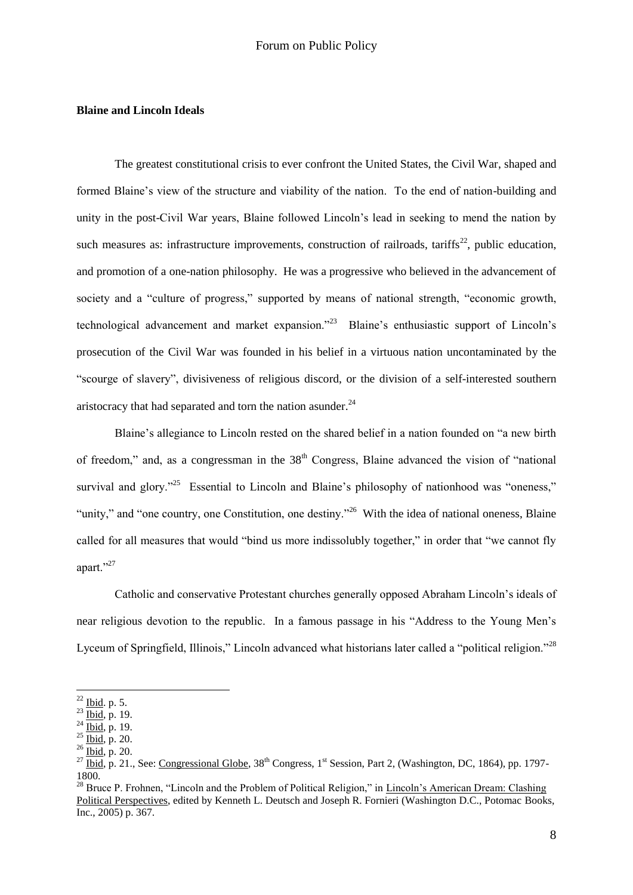**Blaine and Lincoln Ideals**

The greatest constitutional crisis to ever confront the United States, the Civil War, shaped and formed Blaine's view of the structure and viability of the nation. To the end of nation-building and unity in the post-Civil War years, Blaine followed Lincoln's lead in seeking to mend the nation by such measures as: infrastructure improvements, construction of railroads, tariffs[22], public education, and promotion of a one-nation philosophy. He was a progressive who believed in the advancement of society and a "culture of progress," supported by means of national strength, "economic growth, technological advancement and market expansion."[23] Blaine's enthusiastic support of Lincoln's prosecution of the Civil War was founded in his belief in a virtuous nation uncontaminated by the "scourge of slavery", divisiveness of religious discord, or the division of a self-interested southern aristocracy that had separated and torn the nation asunder.[24]

Blaine's allegiance to Lincoln rested on the shared belief in a nation founded on "a new birth of freedom," and, as a congressman in the 38th Congress, Blaine advanced the vision of "national survival and glory."[25] Essential to Lincoln and Blaine's philosophy of nationhood was "oneness," "unity," and "one country, one Constitution, one destiny."[26] With the idea of national oneness, Blaine called for all measures that would "bind us more indissolubly together," in order that "we cannot fly apart."[27]

Catholic and conservative Protestant churches generally opposed Abraham Lincoln's ideals of near religious devotion to the republic. In a famous passage in his "Address to the Young Men's Lyceum of Springfield, Illinois," Lincoln advanced what historians later called a "political religion."[28]

---

[22] Ibid. p. 5.

[23] Ibid, p. 19.

[24] Ibid, p. 19.

[25] Ibid, p. 20.

[26] Ibid, p. 20.

[27] Ibid, p. 21., See: Congressional Globe, 38th Congress, 1st Session, Part 2, (Washington, DC, 1864), pp. 1797-1800.

[28] Bruce P. Frohnen, "Lincoln and the Problem of Political Religion," in Lincoln's American Dream: Clashing Political Perspectives, edited by Kenneth L. Deutsch and Joseph R. Fornieri (Washington D.C., Potomac Books, Inc., 2005) p. 367.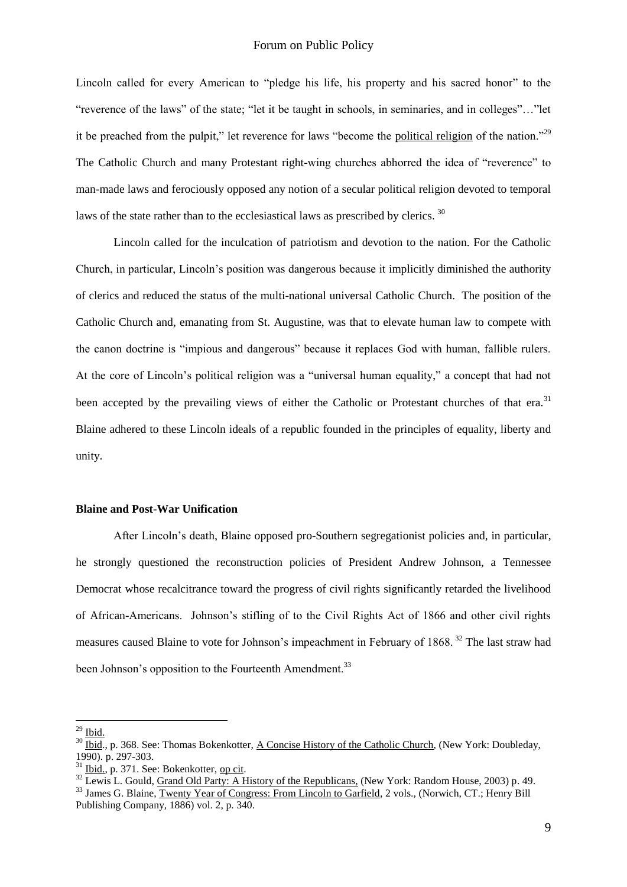Lincoln called for every American to "pledge his life, his property and his sacred honor" to the "reverence of the laws" of the state; "let it be taught in schools, in seminaries, and in colleges"…"let it be preached from the pulpit," let reverence for laws "become the political religion of the nation."[29] The Catholic Church and many Protestant right-wing churches abhorred the idea of "reverence" to man-made laws and ferociously opposed any notion of a secular political religion devoted to temporal laws of the state rather than to the ecclesiastical laws as prescribed by clerics. [30]

Lincoln called for the inculcation of patriotism and devotion to the nation. For the Catholic Church, in particular, Lincoln's position was dangerous because it implicitly diminished the authority of clerics and reduced the status of the multi-national universal Catholic Church. The position of the Catholic Church and, emanating from St. Augustine, was that to elevate human law to compete with the canon doctrine is "impious and dangerous" because it replaces God with human, fallible rulers. At the core of Lincoln's political religion was a "universal human equality," a concept that had not been accepted by the prevailing views of either the Catholic or Protestant churches of that era.[31] Blaine adhered to these Lincoln ideals of a republic founded in the principles of equality, liberty and unity.

**Blaine and Post-War Unification**

After Lincoln's death, Blaine opposed pro-Southern segregationist policies and, in particular, he strongly questioned the reconstruction policies of President Andrew Johnson, a Tennessee Democrat whose recalcitrance toward the progress of civil rights significantly retarded the livelihood of African-Americans. Johnson's stifling of to the Civil Rights Act of 1866 and other civil rights measures caused Blaine to vote for Johnson's impeachment in February of 1868. [32] The last straw had been Johnson's opposition to the Fourteenth Amendment.[33]

---

[29] Ibid.

[30] Ibid., p. 368. See: Thomas Bokenkotter, A Concise History of the Catholic Church, (New York: Doubleday, 1990). p. 297-303.

[31] Ibid., p. 371. See: Bokenkotter, op cit.

[32] Lewis L. Gould, Grand Old Party: A History of the Republicans, (New York: Random House, 2003) p. 49.

[33] James G. Blaine, Twenty Year of Congress: From Lincoln to Garfield, 2 vols., (Norwich, CT.; Henry Bill Publishing Company, 1886) vol. 2, p. 340.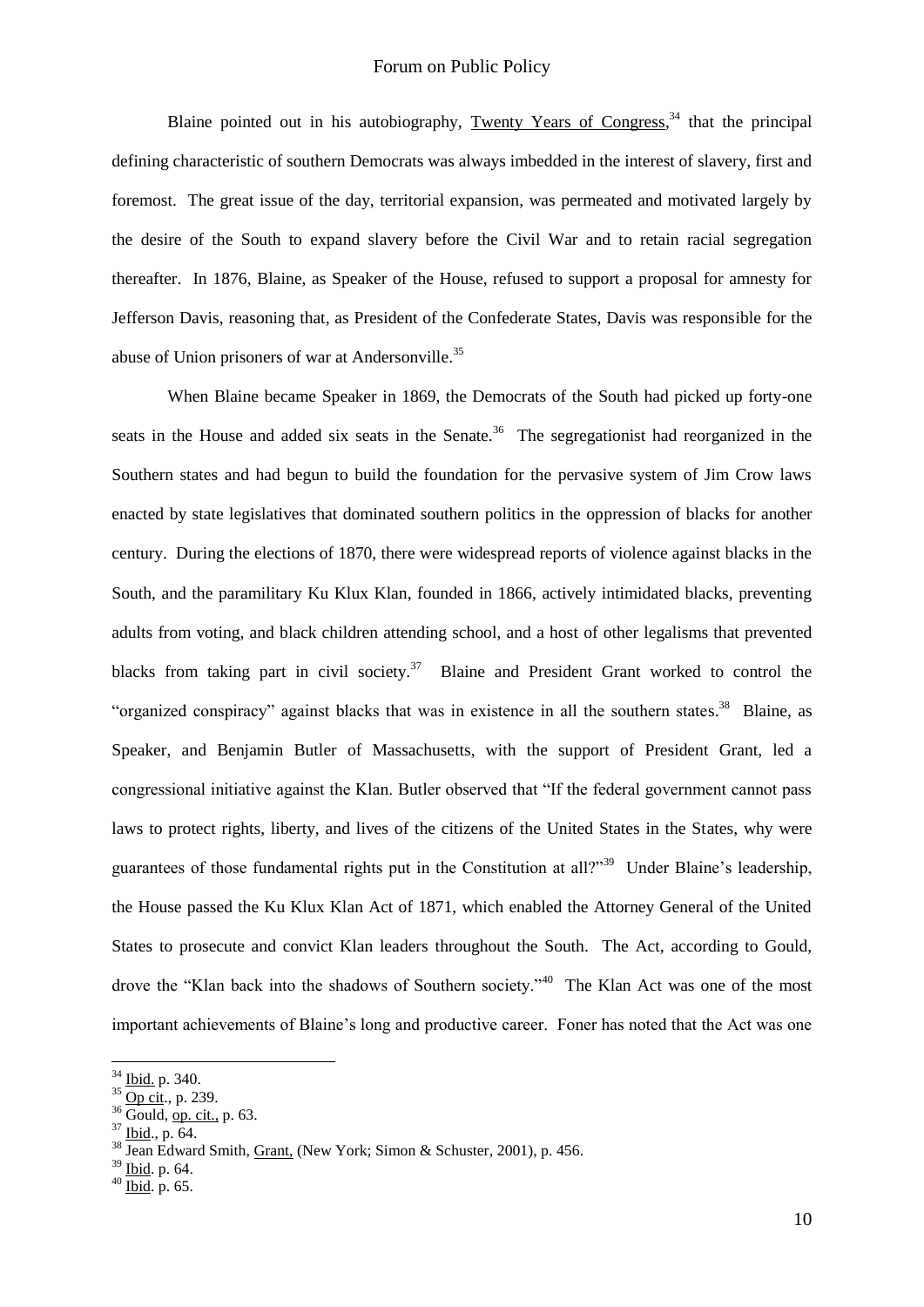Blaine pointed out in his autobiography, Twenty Years of Congress,[34] that the principal defining characteristic of southern Democrats was always imbedded in the interest of slavery, first and foremost. The great issue of the day, territorial expansion, was permeated and motivated largely by the desire of the South to expand slavery before the Civil War and to retain racial segregation thereafter. In 1876, Blaine, as Speaker of the House, refused to support a proposal for amnesty for Jefferson Davis, reasoning that, as President of the Confederate States, Davis was responsible for the abuse of Union prisoners of war at Andersonville.[35]

When Blaine became Speaker in 1869, the Democrats of the South had picked up forty-one seats in the House and added six seats in the Senate.[36] The segregationist had reorganized in the Southern states and had begun to build the foundation for the pervasive system of Jim Crow laws enacted by state legislatives that dominated southern politics in the oppression of blacks for another century. During the elections of 1870, there were widespread reports of violence against blacks in the South, and the paramilitary Ku Klux Klan, founded in 1866, actively intimidated blacks, preventing adults from voting, and black children attending school, and a host of other legalisms that prevented blacks from taking part in civil society.[37] Blaine and President Grant worked to control the "organized conspiracy" against blacks that was in existence in all the southern states.[38] Blaine, as Speaker, and Benjamin Butler of Massachusetts, with the support of President Grant, led a congressional initiative against the Klan. Butler observed that "If the federal government cannot pass laws to protect rights, liberty, and lives of the citizens of the United States in the States, why were guarantees of those fundamental rights put in the Constitution at all?"[39] Under Blaine's leadership, the House passed the Ku Klux Klan Act of 1871, which enabled the Attorney General of the United States to prosecute and convict Klan leaders throughout the South. The Act, according to Gould, drove the "Klan back into the shadows of Southern society."[40] The Klan Act was one of the most important achievements of Blaine's long and productive career. Foner has noted that the Act was one

---

[34] Ibid. p. 340.

[35] Op cit., p. 239.

[36] Gould, op. cit., p. 63.

[37] Ibid., p. 64.

[38] Jean Edward Smith, Grant, (New York; Simon & Schuster, 2001), p. 456.

[39] Ibid. p. 64.

[40] Ibid. p. 65.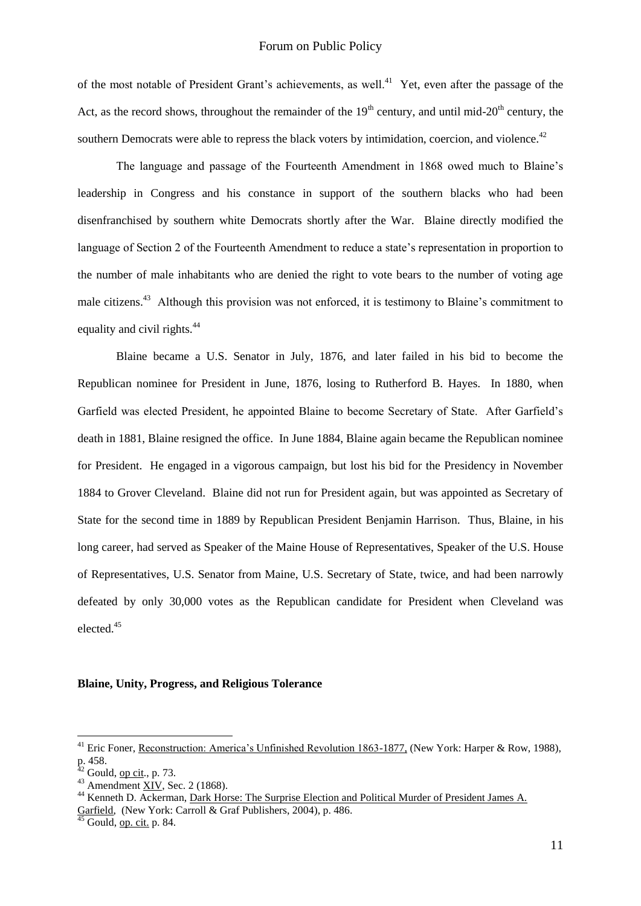of the most notable of President Grant's achievements, as well.[41] Yet, even after the passage of the Act, as the record shows, throughout the remainder of the 19th century, and until mid-20th century, the southern Democrats were able to repress the black voters by intimidation, coercion, and violence.[42]

The language and passage of the Fourteenth Amendment in 1868 owed much to Blaine's leadership in Congress and his constance in support of the southern blacks who had been disenfranchised by southern white Democrats shortly after the War. Blaine directly modified the language of Section 2 of the Fourteenth Amendment to reduce a state's representation in proportion to the number of male inhabitants who are denied the right to vote bears to the number of voting age male citizens.[43] Although this provision was not enforced, it is testimony to Blaine's commitment to equality and civil rights.[44]

Blaine became a U.S. Senator in July, 1876, and later failed in his bid to become the Republican nominee for President in June, 1876, losing to Rutherford B. Hayes. In 1880, when Garfield was elected President, he appointed Blaine to become Secretary of State. After Garfield's death in 1881, Blaine resigned the office. In June 1884, Blaine again became the Republican nominee for President. He engaged in a vigorous campaign, but lost his bid for the Presidency in November 1884 to Grover Cleveland. Blaine did not run for President again, but was appointed as Secretary of State for the second time in 1889 by Republican President Benjamin Harrison. Thus, Blaine, in his long career, had served as Speaker of the Maine House of Representatives, Speaker of the U.S. House of Representatives, U.S. Senator from Maine, U.S. Secretary of State, twice, and had been narrowly defeated by only 30,000 votes as the Republican candidate for President when Cleveland was elected.[45]

**Blaine, Unity, Progress, and Religious Tolerance**

---

[41] Eric Foner, Reconstruction: America's Unfinished Revolution 1863-1877, (New York: Harper & Row, 1988), p. 458.

[42] Gould, op cit., p. 73.

[43] Amendment XIV, Sec. 2 (1868).

[44] Kenneth D. Ackerman, Dark Horse: The Surprise Election and Political Murder of President James A. Garfield, (New York: Carroll & Graf Publishers, 2004), p. 486.

[45] Gould, op. cit. p. 84.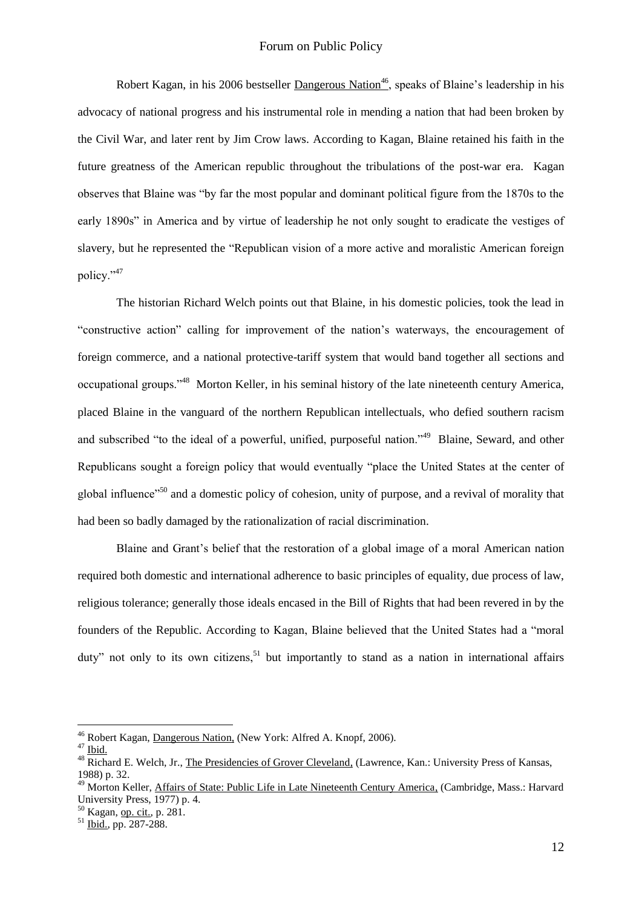Robert Kagan, in his 2006 bestseller Dangerous Nation[46], speaks of Blaine's leadership in his advocacy of national progress and his instrumental role in mending a nation that had been broken by the Civil War, and later rent by Jim Crow laws. According to Kagan, Blaine retained his faith in the future greatness of the American republic throughout the tribulations of the post-war era. Kagan observes that Blaine was "by far the most popular and dominant political figure from the 1870s to the early 1890s" in America and by virtue of leadership he not only sought to eradicate the vestiges of slavery, but he represented the "Republican vision of a more active and moralistic American foreign policy."[47]

The historian Richard Welch points out that Blaine, in his domestic policies, took the lead in "constructive action" calling for improvement of the nation's waterways, the encouragement of foreign commerce, and a national protective-tariff system that would band together all sections and occupational groups."[48] Morton Keller, in his seminal history of the late nineteenth century America, placed Blaine in the vanguard of the northern Republican intellectuals, who defied southern racism and subscribed "to the ideal of a powerful, unified, purposeful nation."[49] Blaine, Seward, and other Republicans sought a foreign policy that would eventually "place the United States at the center of global influence"[50] and a domestic policy of cohesion, unity of purpose, and a revival of morality that had been so badly damaged by the rationalization of racial discrimination.

Blaine and Grant's belief that the restoration of a global image of a moral American nation required both domestic and international adherence to basic principles of equality, due process of law, religious tolerance; generally those ideals encased in the Bill of Rights that had been revered in by the founders of the Republic. According to Kagan, Blaine believed that the United States had a "moral duty" not only to its own citizens,[51] but importantly to stand as a nation in international affairs

---

[46] Robert Kagan, Dangerous Nation, (New York: Alfred A. Knopf, 2006).

[47] Ibid.

[48] Richard E. Welch, Jr., The Presidencies of Grover Cleveland, (Lawrence, Kan.: University Press of Kansas, 1988) p. 32.

[49] Morton Keller, Affairs of State: Public Life in Late Nineteenth Century America, (Cambridge, Mass.: Harvard University Press, 1977) p. 4.

[50] Kagan, op. cit., p. 281.

[51] Ibid., pp. 287-288.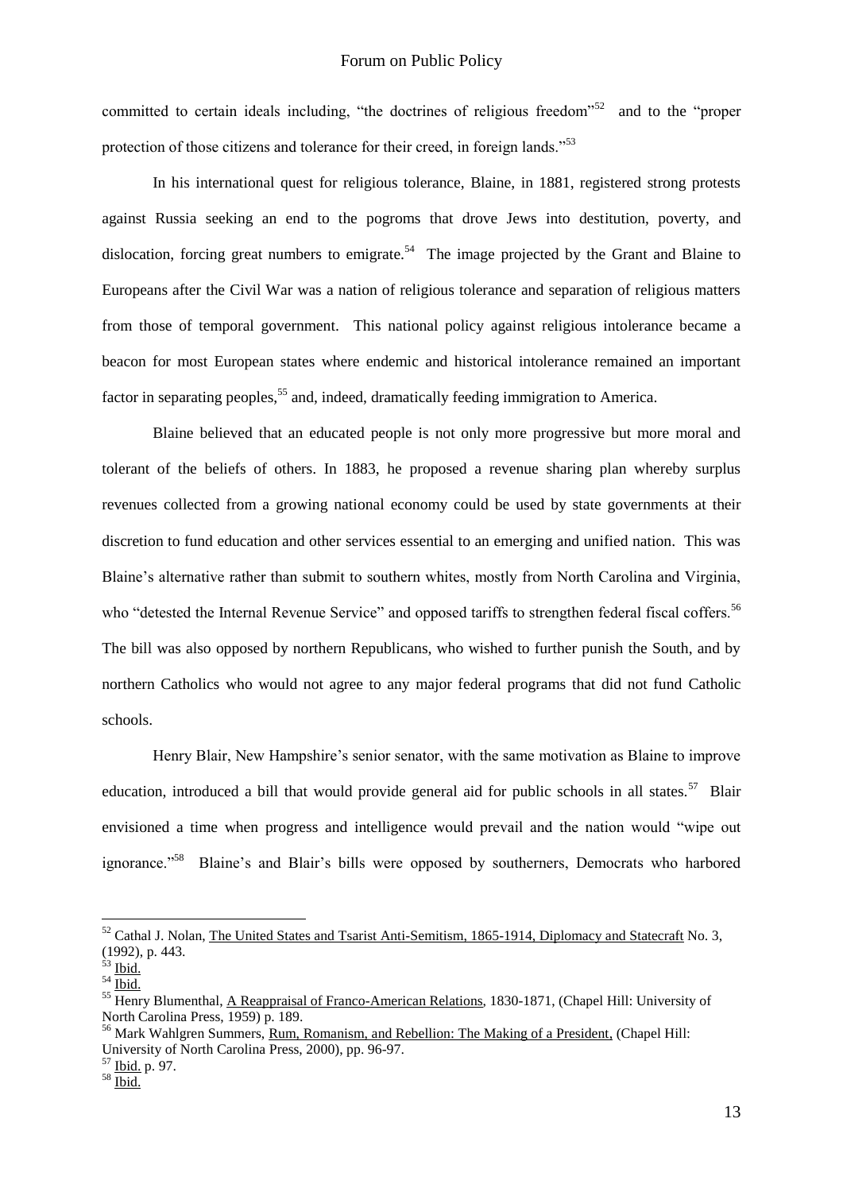committed to certain ideals including, "the doctrines of religious freedom"[52] and to the "proper protection of those citizens and tolerance for their creed, in foreign lands."[53]

In his international quest for religious tolerance, Blaine, in 1881, registered strong protests against Russia seeking an end to the pogroms that drove Jews into destitution, poverty, and dislocation, forcing great numbers to emigrate.[54] The image projected by the Grant and Blaine to Europeans after the Civil War was a nation of religious tolerance and separation of religious matters from those of temporal government. This national policy against religious intolerance became a beacon for most European states where endemic and historical intolerance remained an important factor in separating peoples,[55] and, indeed, dramatically feeding immigration to America.

Blaine believed that an educated people is not only more progressive but more moral and tolerant of the beliefs of others. In 1883, he proposed a revenue sharing plan whereby surplus revenues collected from a growing national economy could be used by state governments at their discretion to fund education and other services essential to an emerging and unified nation. This was Blaine's alternative rather than submit to southern whites, mostly from North Carolina and Virginia, who "detested the Internal Revenue Service" and opposed tariffs to strengthen federal fiscal coffers.[56] The bill was also opposed by northern Republicans, who wished to further punish the South, and by northern Catholics who would not agree to any major federal programs that did not fund Catholic schools.

Henry Blair, New Hampshire's senior senator, with the same motivation as Blaine to improve education, introduced a bill that would provide general aid for public schools in all states.[57] Blair envisioned a time when progress and intelligence would prevail and the nation would "wipe out ignorance."[58] Blaine's and Blair's bills were opposed by southerners, Democrats who harbored

---

[52] Cathal J. Nolan, The United States and Tsarist Anti-Semitism, 1865-1914, Diplomacy and Statecraft No. 3, (1992), p. 443.

[53] Ibid.

[54] Ibid.

[55] Henry Blumenthal, A Reappraisal of Franco-American Relations, 1830-1871, (Chapel Hill: University of North Carolina Press, 1959) p. 189.

[56] Mark Wahlgren Summers, Rum, Romanism, and Rebellion: The Making of a President, (Chapel Hill: University of North Carolina Press, 2000), pp. 96-97.

[57] Ibid. p. 97.

[58] Ibid.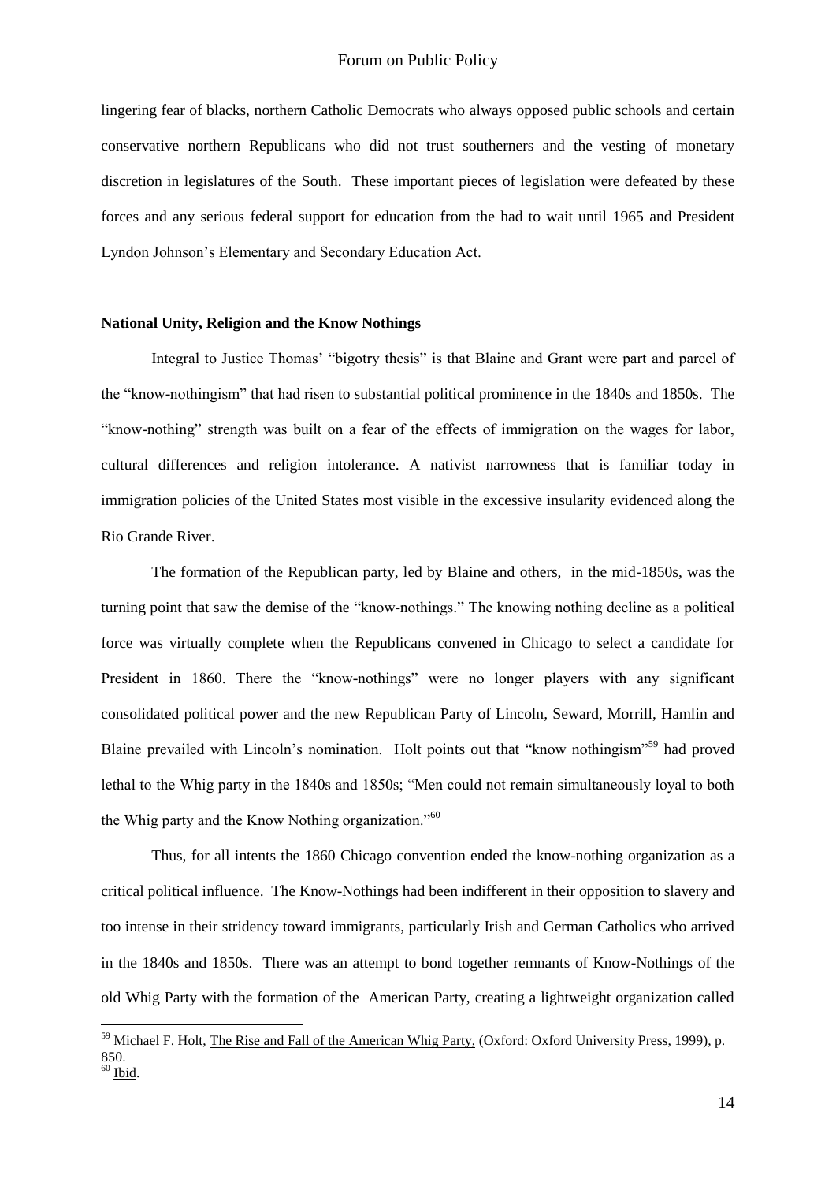lingering fear of blacks, northern Catholic Democrats who always opposed public schools and certain conservative northern Republicans who did not trust southerners and the vesting of monetary discretion in legislatures of the South. These important pieces of legislation were defeated by these forces and any serious federal support for education from the had to wait until 1965 and President Lyndon Johnson's Elementary and Secondary Education Act.

**National Unity, Religion and the Know Nothings**

Integral to Justice Thomas' "bigotry thesis" is that Blaine and Grant were part and parcel of the "know-nothingism" that had risen to substantial political prominence in the 1840s and 1850s. The "know-nothing" strength was built on a fear of the effects of immigration on the wages for labor, cultural differences and religion intolerance. A nativist narrowness that is familiar today in immigration policies of the United States most visible in the excessive insularity evidenced along the Rio Grande River.

The formation of the Republican party, led by Blaine and others, in the mid-1850s, was the turning point that saw the demise of the "know-nothings." The knowing nothing decline as a political force was virtually complete when the Republicans convened in Chicago to select a candidate for President in 1860. There the "know-nothings" were no longer players with any significant consolidated political power and the new Republican Party of Lincoln, Seward, Morrill, Hamlin and Blaine prevailed with Lincoln's nomination. Holt points out that "know nothingism"[59] had proved lethal to the Whig party in the 1840s and 1850s; "Men could not remain simultaneously loyal to both the Whig party and the Know Nothing organization."[60]

Thus, for all intents the 1860 Chicago convention ended the know-nothing organization as a critical political influence. The Know-Nothings had been indifferent in their opposition to slavery and too intense in their stridency toward immigrants, particularly Irish and German Catholics who arrived in the 1840s and 1850s. There was an attempt to bond together remnants of Know-Nothings of the old Whig Party with the formation of the American Party, creating a lightweight organization called

---

[59] Michael F. Holt, The Rise and Fall of the American Whig Party, (Oxford: Oxford University Press, 1999), p. 850.

[60] Ibid.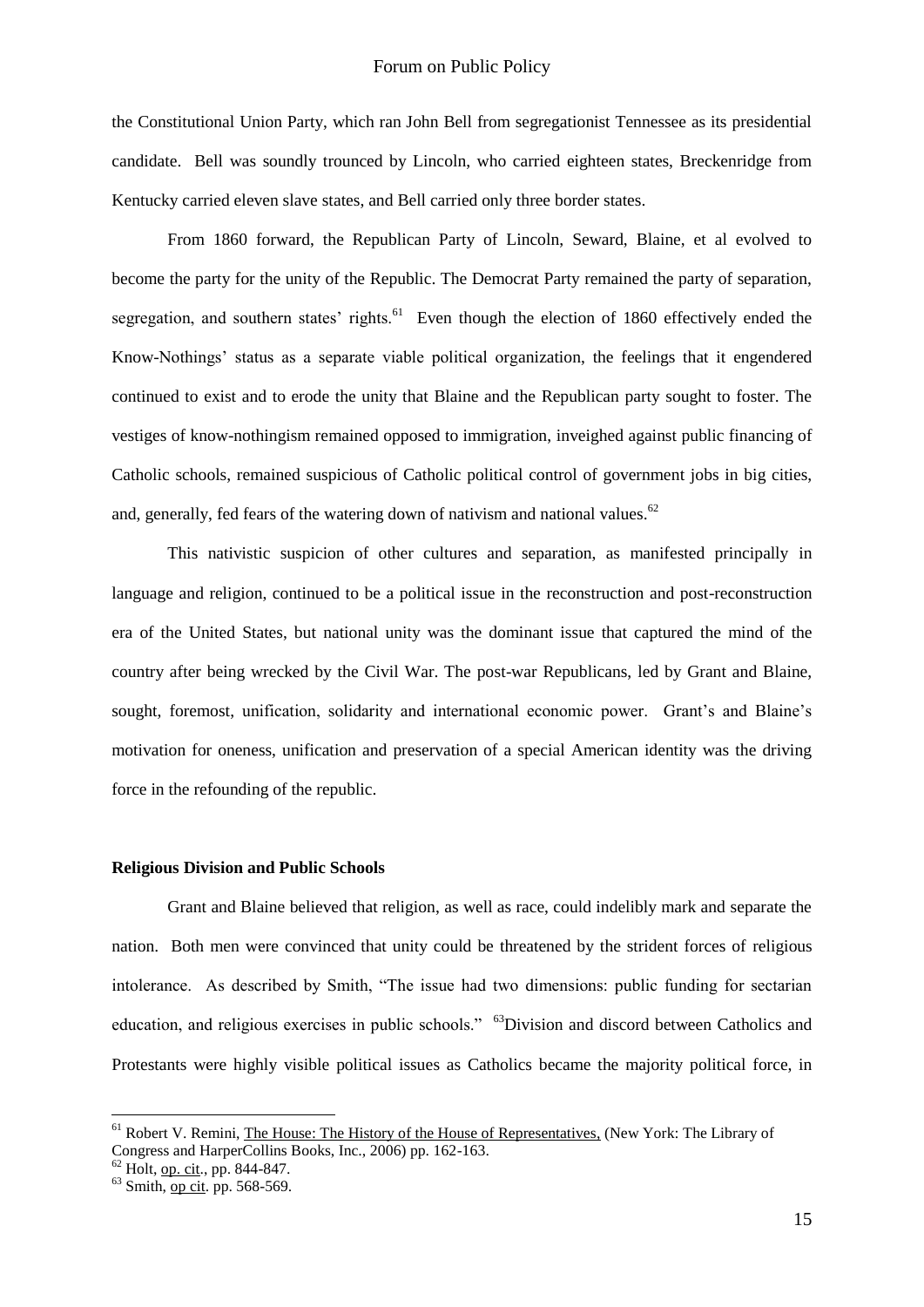the Constitutional Union Party, which ran John Bell from segregationist Tennessee as its presidential candidate. Bell was soundly trounced by Lincoln, who carried eighteen states, Breckenridge from Kentucky carried eleven slave states, and Bell carried only three border states.

From 1860 forward, the Republican Party of Lincoln, Seward, Blaine, et al evolved to become the party for the unity of the Republic. The Democrat Party remained the party of separation, segregation, and southern states' rights.[61] Even though the election of 1860 effectively ended the Know-Nothings' status as a separate viable political organization, the feelings that it engendered continued to exist and to erode the unity that Blaine and the Republican party sought to foster. The vestiges of know-nothingism remained opposed to immigration, inveighed against public financing of Catholic schools, remained suspicious of Catholic political control of government jobs in big cities, and, generally, fed fears of the watering down of nativism and national values.[62]

This nativistic suspicion of other cultures and separation, as manifested principally in language and religion, continued to be a political issue in the reconstruction and post-reconstruction era of the United States, but national unity was the dominant issue that captured the mind of the country after being wrecked by the Civil War. The post-war Republicans, led by Grant and Blaine, sought, foremost, unification, solidarity and international economic power. Grant's and Blaine's motivation for oneness, unification and preservation of a special American identity was the driving force in the refounding of the republic.

**Religious Division and Public Schools**

Grant and Blaine believed that religion, as well as race, could indelibly mark and separate the nation. Both men were convinced that unity could be threatened by the strident forces of religious intolerance. As described by Smith, "The issue had two dimensions: public funding for sectarian education, and religious exercises in public schools." [63]Division and discord between Catholics and Protestants were highly visible political issues as Catholics became the majority political force, in

[61] Robert V. Remini, The House: The History of the House of Representatives, (New York: The Library of Congress and HarperCollins Books, Inc., 2006) pp. 162-163.
[62] Holt, op. cit., pp. 844-847.
[63] Smith, op cit. pp. 568-569.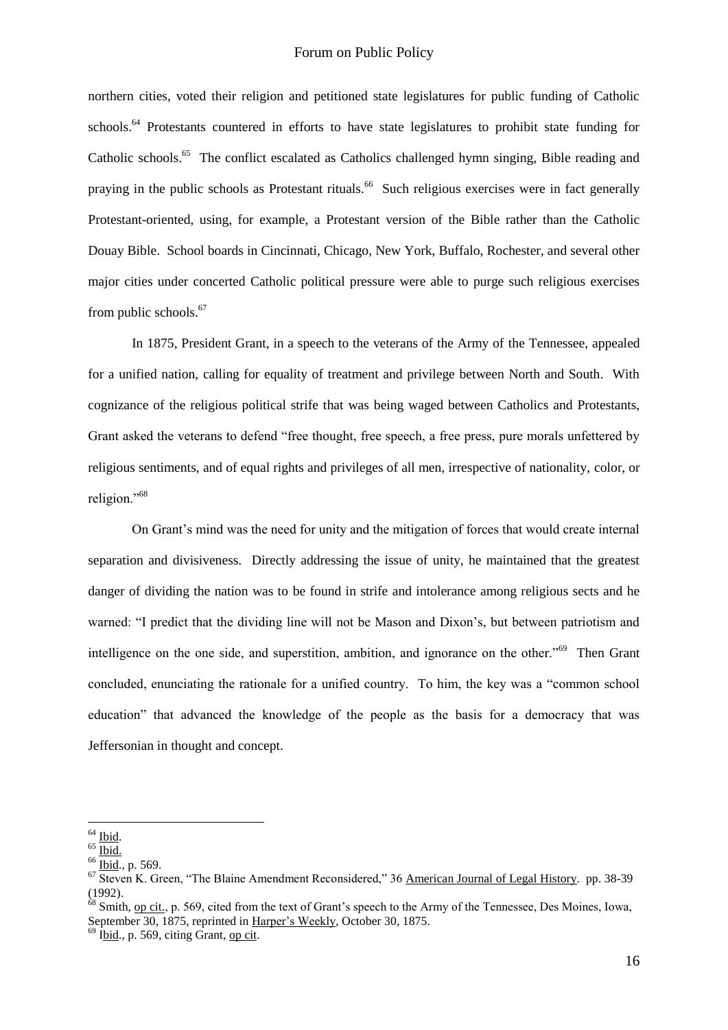northern cities, voted their religion and petitioned state legislatures for public funding of Catholic schools.[64] Protestants countered in efforts to have state legislatures to prohibit state funding for Catholic schools.[65] The conflict escalated as Catholics challenged hymn singing, Bible reading and praying in the public schools as Protestant rituals.[66] Such religious exercises were in fact generally Protestant-oriented, using, for example, a Protestant version of the Bible rather than the Catholic Douay Bible. School boards in Cincinnati, Chicago, New York, Buffalo, Rochester, and several other major cities under concerted Catholic political pressure were able to purge such religious exercises from public schools.[67]

In 1875, President Grant, in a speech to the veterans of the Army of the Tennessee, appealed for a unified nation, calling for equality of treatment and privilege between North and South. With cognizance of the religious political strife that was being waged between Catholics and Protestants, Grant asked the veterans to defend "free thought, free speech, a free press, pure morals unfettered by religious sentiments, and of equal rights and privileges of all men, irrespective of nationality, color, or religion."[68]

On Grant's mind was the need for unity and the mitigation of forces that would create internal separation and divisiveness. Directly addressing the issue of unity, he maintained that the greatest danger of dividing the nation was to be found in strife and intolerance among religious sects and he warned: "I predict that the dividing line will not be Mason and Dixon's, but between patriotism and intelligence on the one side, and superstition, ambition, and ignorance on the other."[69] Then Grant concluded, enunciating the rationale for a unified country. To him, the key was a "common school education" that advanced the knowledge of the people as the basis for a democracy that was Jeffersonian in thought and concept.

---

[64] Ibid.

[65] Ibid.

[66] Ibid., p. 569.

[67] Steven K. Green, "The Blaine Amendment Reconsidered," 36 American Journal of Legal History. pp. 38-39 (1992).

[68] Smith, op cit., p. 569, cited from the text of Grant's speech to the Army of the Tennessee, Des Moines, Iowa, September 30, 1875, reprinted in Harper's Weekly, October 30, 1875.

[69] Ibid., p. 569, citing Grant, op cit.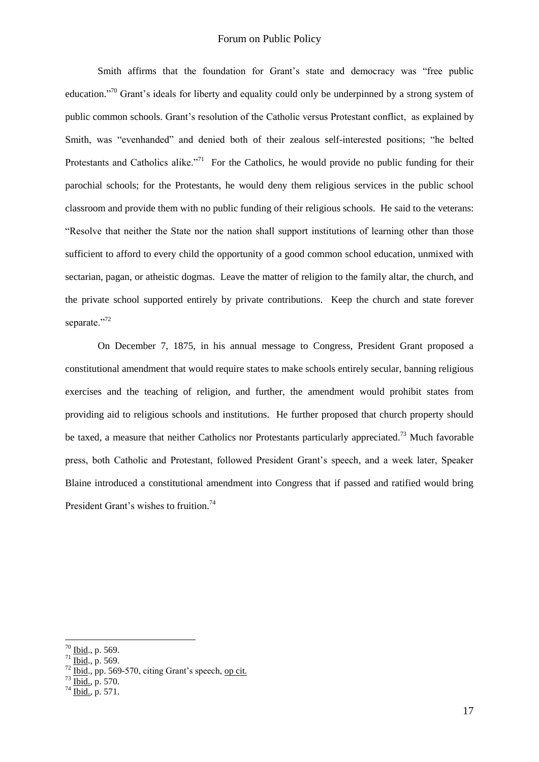Smith affirms that the foundation for Grant's state and democracy was "free public education."[70] Grant's ideals for liberty and equality could only be underpinned by a strong system of public common schools. Grant's resolution of the Catholic versus Protestant conflict, as explained by Smith, was "evenhanded" and denied both of their zealous self-interested positions; "he belted Protestants and Catholics alike."[71] For the Catholics, he would provide no public funding for their parochial schools; for the Protestants, he would deny them religious services in the public school classroom and provide them with no public funding of their religious schools. He said to the veterans: "Resolve that neither the State nor the nation shall support institutions of learning other than those sufficient to afford to every child the opportunity of a good common school education, unmixed with sectarian, pagan, or atheistic dogmas. Leave the matter of religion to the family altar, the church, and the private school supported entirely by private contributions. Keep the church and state forever separate."[72]

On December 7, 1875, in his annual message to Congress, President Grant proposed a constitutional amendment that would require states to make schools entirely secular, banning religious exercises and the teaching of religion, and further, the amendment would prohibit states from providing aid to religious schools and institutions. He further proposed that church property should be taxed, a measure that neither Catholics nor Protestants particularly appreciated.[73] Much favorable press, both Catholic and Protestant, followed President Grant's speech, and a week later, Speaker Blaine introduced a constitutional amendment into Congress that if passed and ratified would bring President Grant's wishes to fruition.[74]

---

[70] Ibid., p. 569.
[71] Ibid., p. 569.
[72] Ibid., pp. 569-570, citing Grant's speech, op cit.
[73] Ibid., p. 570.
[74] Ibid., p. 571.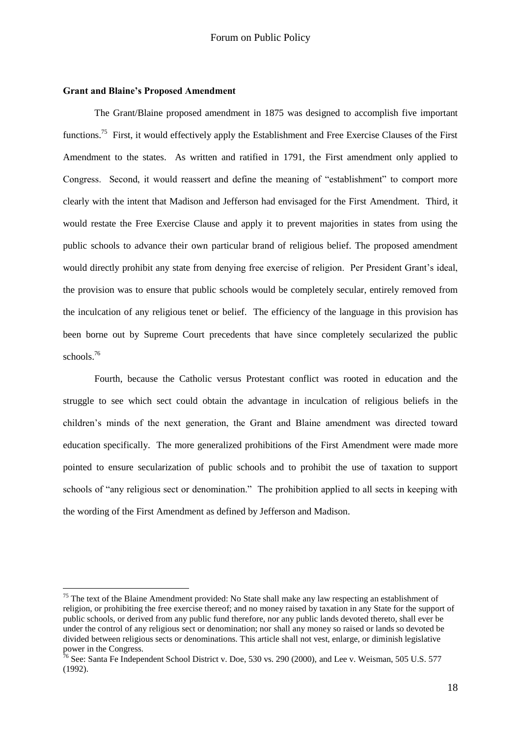**Grant and Blaine's Proposed Amendment**

The Grant/Blaine proposed amendment in 1875 was designed to accomplish five important functions.[75] First, it would effectively apply the Establishment and Free Exercise Clauses of the First Amendment to the states. As written and ratified in 1791, the First amendment only applied to Congress. Second, it would reassert and define the meaning of "establishment" to comport more clearly with the intent that Madison and Jefferson had envisaged for the First Amendment. Third, it would restate the Free Exercise Clause and apply it to prevent majorities in states from using the public schools to advance their own particular brand of religious belief. The proposed amendment would directly prohibit any state from denying free exercise of religion. Per President Grant's ideal, the provision was to ensure that public schools would be completely secular, entirely removed from the inculcation of any religious tenet or belief. The efficiency of the language in this provision has been borne out by Supreme Court precedents that have since completely secularized the public schools.[76]

Fourth, because the Catholic versus Protestant conflict was rooted in education and the struggle to see which sect could obtain the advantage in inculcation of religious beliefs in the children's minds of the next generation, the Grant and Blaine amendment was directed toward education specifically. The more generalized prohibitions of the First Amendment were made more pointed to ensure secularization of public schools and to prohibit the use of taxation to support schools of "any religious sect or denomination." The prohibition applied to all sects in keeping with the wording of the First Amendment as defined by Jefferson and Madison.

---

[75] The text of the Blaine Amendment provided: No State shall make any law respecting an establishment of religion, or prohibiting the free exercise thereof; and no money raised by taxation in any State for the support of public schools, or derived from any public fund therefore, nor any public lands devoted thereto, shall ever be under the control of any religious sect or denomination; nor shall any money so raised or lands so devoted be divided between religious sects or denominations. This article shall not vest, enlarge, or diminish legislative power in the Congress.

[76] See: Santa Fe Independent School District v. Doe, 530 vs. 290 (2000), and Lee v. Weisman, 505 U.S. 577 (1992).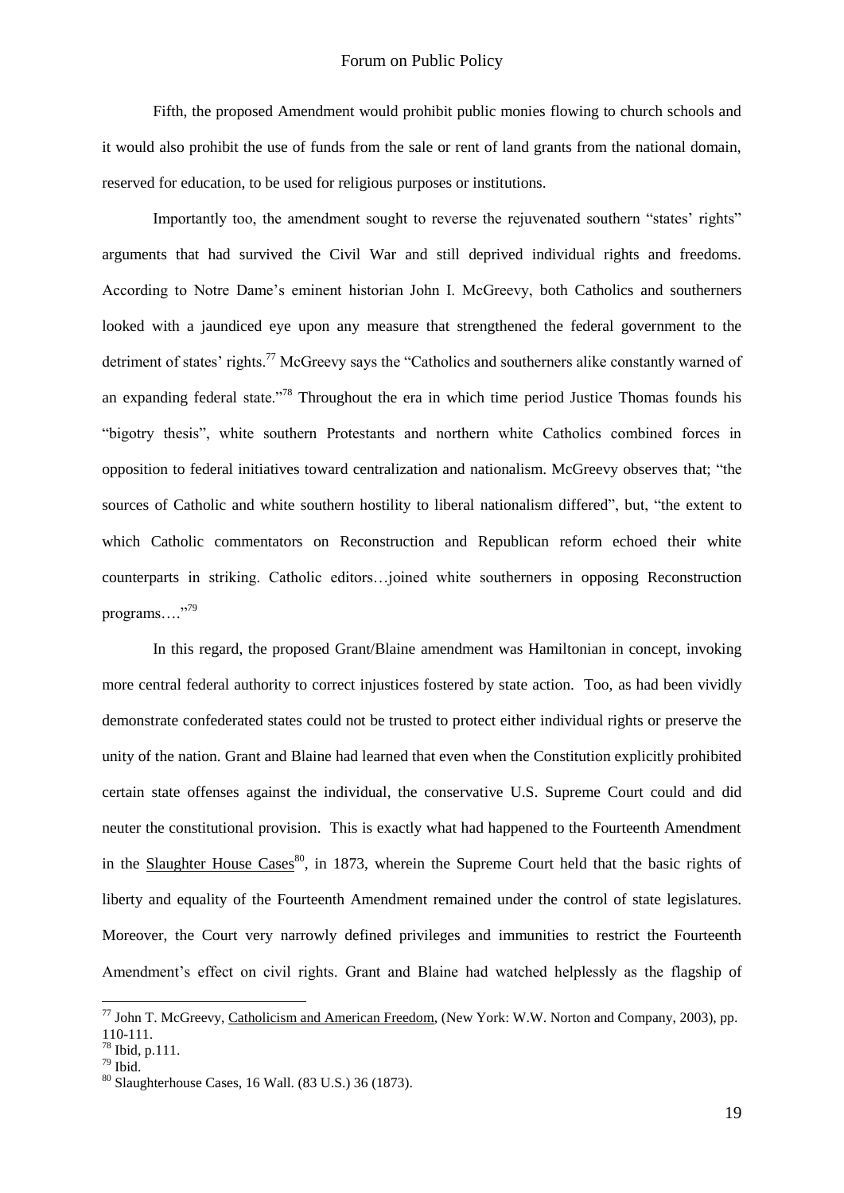Fifth, the proposed Amendment would prohibit public monies flowing to church schools and it would also prohibit the use of funds from the sale or rent of land grants from the national domain, reserved for education, to be used for religious purposes or institutions.

Importantly too, the amendment sought to reverse the rejuvenated southern "states' rights" arguments that had survived the Civil War and still deprived individual rights and freedoms. According to Notre Dame's eminent historian John I. McGreevy, both Catholics and southerners looked with a jaundiced eye upon any measure that strengthened the federal government to the detriment of states' rights.[77] McGreevy says the "Catholics and southerners alike constantly warned of an expanding federal state."[78] Throughout the era in which time period Justice Thomas founds his "bigotry thesis", white southern Protestants and northern white Catholics combined forces in opposition to federal initiatives toward centralization and nationalism. McGreevy observes that; "the sources of Catholic and white southern hostility to liberal nationalism differed", but, "the extent to which Catholic commentators on Reconstruction and Republican reform echoed their white counterparts in striking. Catholic editors…joined white southerners in opposing Reconstruction programs…."[79]

In this regard, the proposed Grant/Blaine amendment was Hamiltonian in concept, invoking more central federal authority to correct injustices fostered by state action. Too, as had been vividly demonstrate confederated states could not be trusted to protect either individual rights or preserve the unity of the nation. Grant and Blaine had learned that even when the Constitution explicitly prohibited certain state offenses against the individual, the conservative U.S. Supreme Court could and did neuter the constitutional provision. This is exactly what had happened to the Fourteenth Amendment in the Slaughter House Cases[80], in 1873, wherein the Supreme Court held that the basic rights of liberty and equality of the Fourteenth Amendment remained under the control of state legislatures. Moreover, the Court very narrowly defined privileges and immunities to restrict the Fourteenth Amendment's effect on civil rights. Grant and Blaine had watched helplessly as the flagship of

---

[77] John T. McGreevy, Catholicism and American Freedom, (New York: W.W. Norton and Company, 2003), pp. 110-111.

[78] Ibid, p.111.

[79] Ibid.

[80] Slaughterhouse Cases, 16 Wall. (83 U.S.) 36 (1873).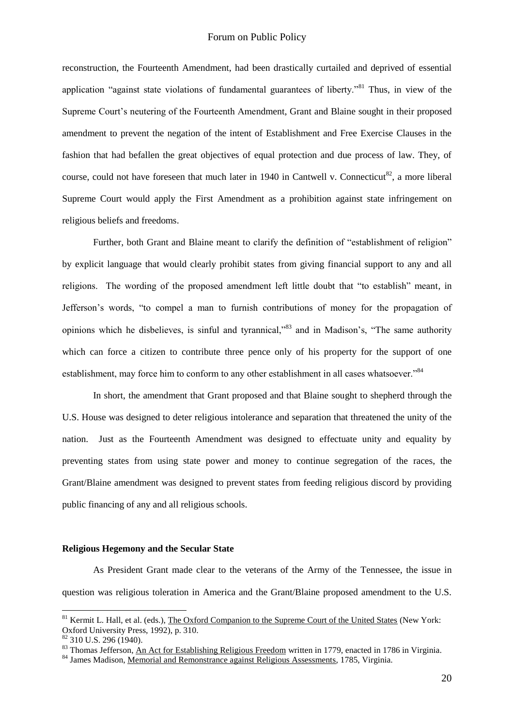reconstruction, the Fourteenth Amendment, had been drastically curtailed and deprived of essential application "against state violations of fundamental guarantees of liberty."[81] Thus, in view of the Supreme Court's neutering of the Fourteenth Amendment, Grant and Blaine sought in their proposed amendment to prevent the negation of the intent of Establishment and Free Exercise Clauses in the fashion that had befallen the great objectives of equal protection and due process of law. They, of course, could not have foreseen that much later in 1940 in Cantwell v. Connecticut[82], a more liberal Supreme Court would apply the First Amendment as a prohibition against state infringement on religious beliefs and freedoms.

Further, both Grant and Blaine meant to clarify the definition of "establishment of religion" by explicit language that would clearly prohibit states from giving financial support to any and all religions. The wording of the proposed amendment left little doubt that "to establish" meant, in Jefferson's words, "to compel a man to furnish contributions of money for the propagation of opinions which he disbelieves, is sinful and tyrannical,"[83] and in Madison's, "The same authority which can force a citizen to contribute three pence only of his property for the support of one establishment, may force him to conform to any other establishment in all cases whatsoever."[84]

In short, the amendment that Grant proposed and that Blaine sought to shepherd through the U.S. House was designed to deter religious intolerance and separation that threatened the unity of the nation. Just as the Fourteenth Amendment was designed to effectuate unity and equality by preventing states from using state power and money to continue segregation of the races, the Grant/Blaine amendment was designed to prevent states from feeding religious discord by providing public financing of any and all religious schools.

**Religious Hegemony and the Secular State**

As President Grant made clear to the veterans of the Army of the Tennessee, the issue in question was religious toleration in America and the Grant/Blaine proposed amendment to the U.S.

---

[81] Kermit L. Hall, et al. (eds.), The Oxford Companion to the Supreme Court of the United States (New York: Oxford University Press, 1992), p. 310.

[82] 310 U.S. 296 (1940).

[83] Thomas Jefferson, An Act for Establishing Religious Freedom written in 1779, enacted in 1786 in Virginia.

[84] James Madison, Memorial and Remonstrance against Religious Assessments, 1785, Virginia.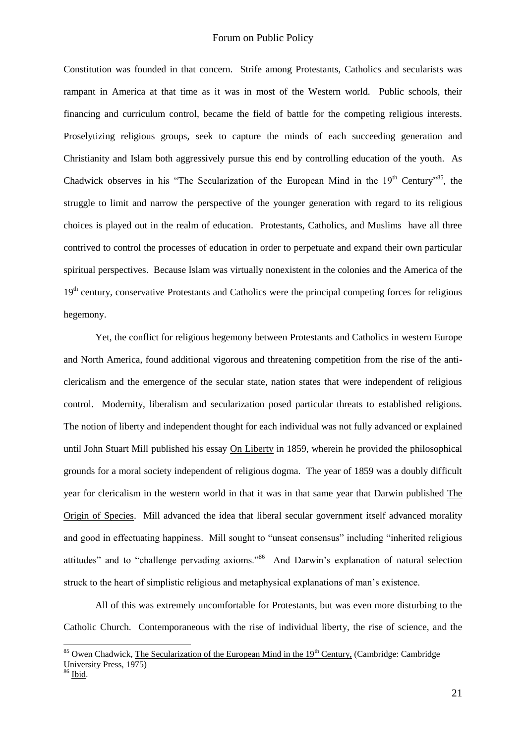Constitution was founded in that concern. Strife among Protestants, Catholics and secularists was rampant in America at that time as it was in most of the Western world. Public schools, their financing and curriculum control, became the field of battle for the competing religious interests. Proselytizing religious groups, seek to capture the minds of each succeeding generation and Christianity and Islam both aggressively pursue this end by controlling education of the youth. As Chadwick observes in his "The Secularization of the European Mind in the 19th Century"[85], the struggle to limit and narrow the perspective of the younger generation with regard to its religious choices is played out in the realm of education. Protestants, Catholics, and Muslims have all three contrived to control the processes of education in order to perpetuate and expand their own particular spiritual perspectives. Because Islam was virtually nonexistent in the colonies and the America of the 19th century, conservative Protestants and Catholics were the principal competing forces for religious hegemony.

Yet, the conflict for religious hegemony between Protestants and Catholics in western Europe and North America, found additional vigorous and threatening competition from the rise of the anti-clericalism and the emergence of the secular state, nation states that were independent of religious control. Modernity, liberalism and secularization posed particular threats to established religions. The notion of liberty and independent thought for each individual was not fully advanced or explained until John Stuart Mill published his essay On Liberty in 1859, wherein he provided the philosophical grounds for a moral society independent of religious dogma. The year of 1859 was a doubly difficult year for clericalism in the western world in that it was in that same year that Darwin published The Origin of Species. Mill advanced the idea that liberal secular government itself advanced morality and good in effectuating happiness. Mill sought to "unseat consensus" including "inherited religious attitudes" and to "challenge pervading axioms."[86] And Darwin's explanation of natural selection struck to the heart of simplistic religious and metaphysical explanations of man's existence.

All of this was extremely uncomfortable for Protestants, but was even more disturbing to the Catholic Church. Contemporaneous with the rise of individual liberty, the rise of science, and the

---

[85] Owen Chadwick, The Secularization of the European Mind in the 19th Century, (Cambridge: Cambridge University Press, 1975)

[86] Ibid.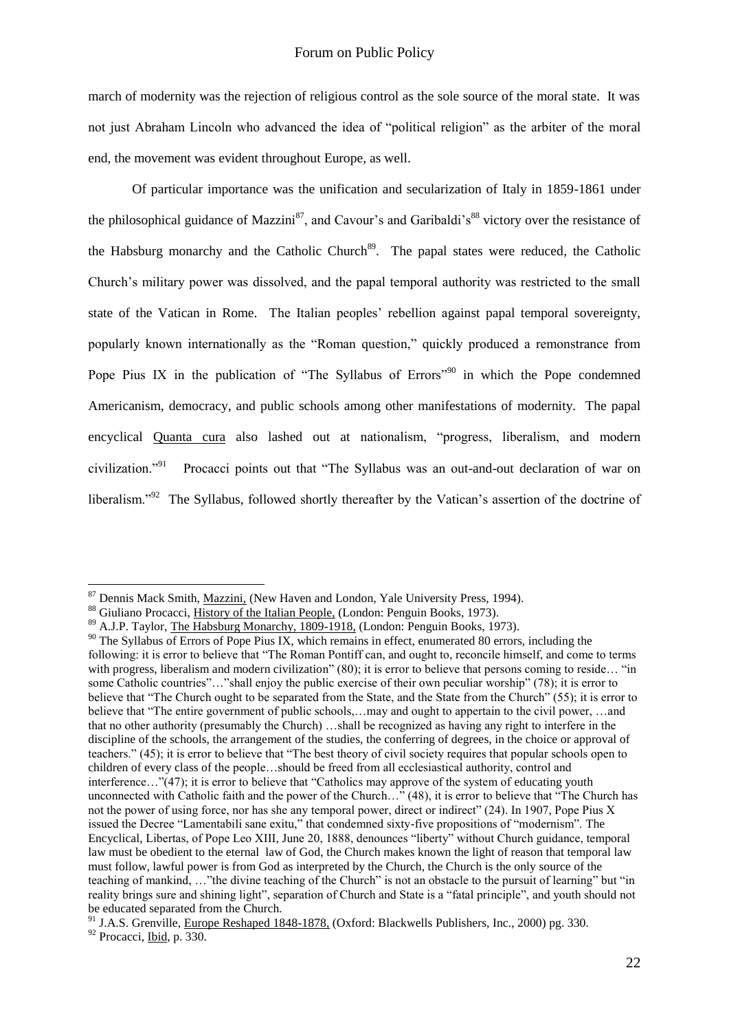march of modernity was the rejection of religious control as the sole source of the moral state. It was not just Abraham Lincoln who advanced the idea of "political religion" as the arbiter of the moral end, the movement was evident throughout Europe, as well.

Of particular importance was the unification and secularization of Italy in 1859-1861 under the philosophical guidance of Mazzini[87], and Cavour's and Garibaldi's[88] victory over the resistance of the Habsburg monarchy and the Catholic Church[89]. The papal states were reduced, the Catholic Church's military power was dissolved, and the papal temporal authority was restricted to the small state of the Vatican in Rome. The Italian peoples' rebellion against papal temporal sovereignty, popularly known internationally as the "Roman question," quickly produced a remonstrance from Pope Pius IX in the publication of "The Syllabus of Errors"[90] in which the Pope condemned Americanism, democracy, and public schools among other manifestations of modernity. The papal encyclical Quanta cura also lashed out at nationalism, "progress, liberalism, and modern civilization."[91] Procacci points out that "The Syllabus was an out-and-out declaration of war on liberalism."[92] The Syllabus, followed shortly thereafter by the Vatican's assertion of the doctrine of

---

[87] Dennis Mack Smith, Mazzini, (New Haven and London, Yale University Press, 1994).

[88] Giuliano Procacci, History of the Italian People, (London: Penguin Books, 1973).

[89] A.J.P. Taylor, The Habsburg Monarchy, 1809-1918, (London: Penguin Books, 1973).

[90] The Syllabus of Errors of Pope Pius IX, which remains in effect, enumerated 80 errors, including the following: it is error to believe that "The Roman Pontiff can, and ought to, reconcile himself, and come to terms with progress, liberalism and modern civilization" (80); it is error to believe that persons coming to reside… "in some Catholic countries"…"shall enjoy the public exercise of their own peculiar worship" (78); it is error to believe that "The Church ought to be separated from the State, and the State from the Church" (55); it is error to believe that "The entire government of public schools,…may and ought to appertain to the civil power, …and that no other authority (presumably the Church) …shall be recognized as having any right to interfere in the discipline of the schools, the arrangement of the studies, the conferring of degrees, in the choice or approval of teachers." (45); it is error to believe that "The best theory of civil society requires that popular schools open to children of every class of the people…should be freed from all ecclesiastical authority, control and interference…"(47); it is error to believe that "Catholics may approve of the system of educating youth unconnected with Catholic faith and the power of the Church…" (48), it is error to believe that "The Church has not the power of using force, nor has she any temporal power, direct or indirect" (24). In 1907, Pope Pius X issued the Decree "Lamentabili sane exitu," that condemned sixty-five propositions of "modernism". The Encyclical, Libertas, of Pope Leo XIII, June 20, 1888, denounces "liberty" without Church guidance, temporal law must be obedient to the eternal law of God, the Church makes known the light of reason that temporal law must follow, lawful power is from God as interpreted by the Church, the Church is the only source of the teaching of mankind, …"the divine teaching of the Church" is not an obstacle to the pursuit of learning" but "in reality brings sure and shining light", separation of Church and State is a "fatal principle", and youth should not be educated separated from the Church.

[91] J.A.S. Grenville, Europe Reshaped 1848-1878, (Oxford: Blackwells Publishers, Inc., 2000) pg. 330.

[92] Procacci, Ibid, p. 330.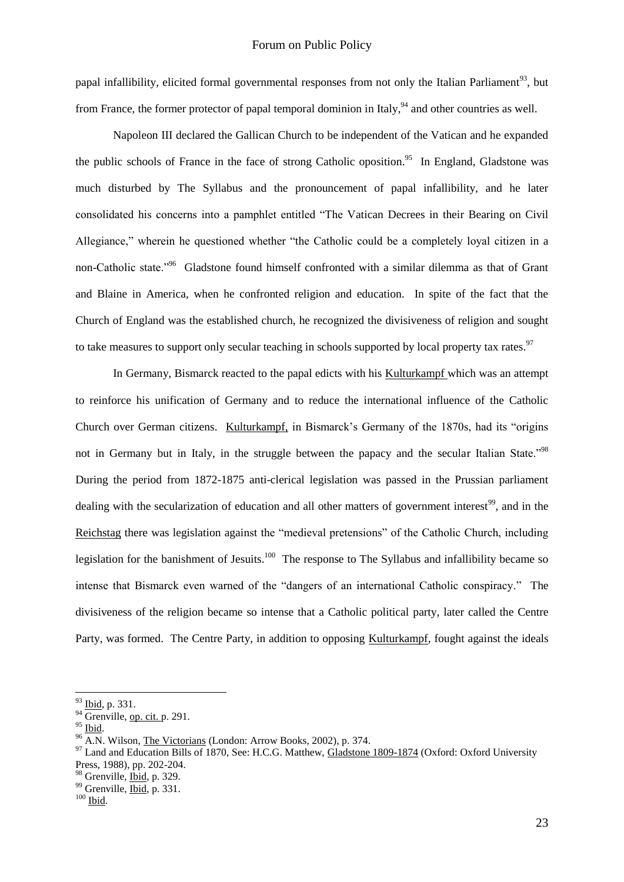papal infallibility, elicited formal governmental responses from not only the Italian Parliament[93], but from France, the former protector of papal temporal dominion in Italy,[94] and other countries as well.

Napoleon III declared the Gallican Church to be independent of the Vatican and he expanded the public schools of France in the face of strong Catholic oposition.[95] In England, Gladstone was much disturbed by The Syllabus and the pronouncement of papal infallibility, and he later consolidated his concerns into a pamphlet entitled "The Vatican Decrees in their Bearing on Civil Allegiance," wherein he questioned whether "the Catholic could be a completely loyal citizen in a non-Catholic state."[96] Gladstone found himself confronted with a similar dilemma as that of Grant and Blaine in America, when he confronted religion and education. In spite of the fact that the Church of England was the established church, he recognized the divisiveness of religion and sought to take measures to support only secular teaching in schools supported by local property tax rates.[97]

In Germany, Bismarck reacted to the papal edicts with his Kulturkampf which was an attempt to reinforce his unification of Germany and to reduce the international influence of the Catholic Church over German citizens. Kulturkampf, in Bismarck's Germany of the 1870s, had its "origins not in Germany but in Italy, in the struggle between the papacy and the secular Italian State."[98] During the period from 1872-1875 anti-clerical legislation was passed in the Prussian parliament dealing with the secularization of education and all other matters of government interest[99], and in the Reichstag there was legislation against the "medieval pretensions" of the Catholic Church, including legislation for the banishment of Jesuits.[100] The response to The Syllabus and infallibility became so intense that Bismarck even warned of the "dangers of an international Catholic conspiracy." The divisiveness of the religion became so intense that a Catholic political party, later called the Centre Party, was formed. The Centre Party, in addition to opposing Kulturkampf, fought against the ideals

---

[93] Ibid, p. 331.
[94] Grenville, op. cit. p. 291.
[95] Ibid.
[96] A.N. Wilson, The Victorians (London: Arrow Books, 2002), p. 374.
[97] Land and Education Bills of 1870, See: H.C.G. Matthew, Gladstone 1809-1874 (Oxford: Oxford University Press, 1988), pp. 202-204.
[98] Grenville, Ibid, p. 329.
[99] Grenville, Ibid, p. 331.
[100] Ibid.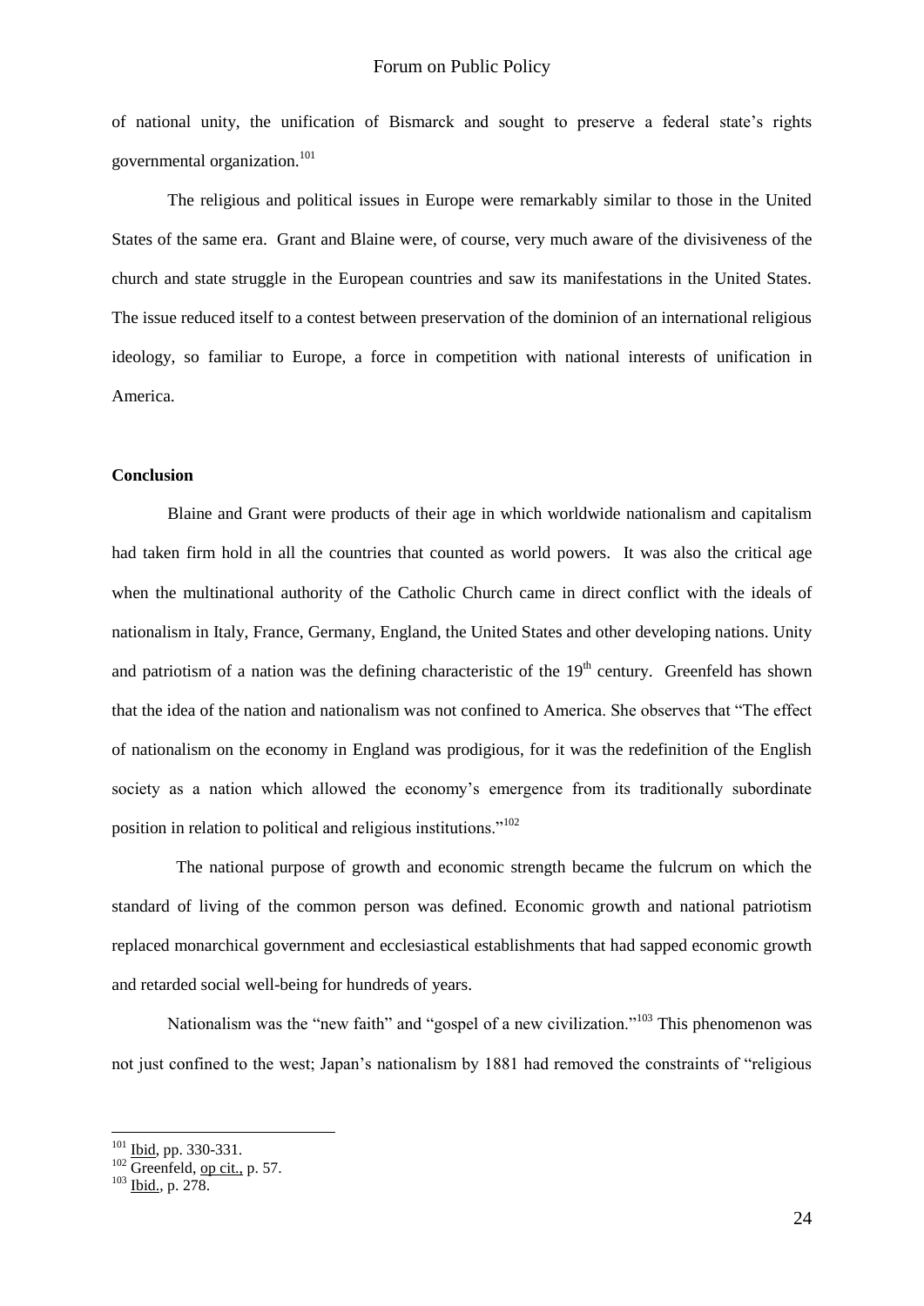of national unity, the unification of Bismarck and sought to preserve a federal state's rights governmental organization.[101]

The religious and political issues in Europe were remarkably similar to those in the United States of the same era. Grant and Blaine were, of course, very much aware of the divisiveness of the church and state struggle in the European countries and saw its manifestations in the United States. The issue reduced itself to a contest between preservation of the dominion of an international religious ideology, so familiar to Europe, a force in competition with national interests of unification in America.

**Conclusion**

Blaine and Grant were products of their age in which worldwide nationalism and capitalism had taken firm hold in all the countries that counted as world powers. It was also the critical age when the multinational authority of the Catholic Church came in direct conflict with the ideals of nationalism in Italy, France, Germany, England, the United States and other developing nations. Unity and patriotism of a nation was the defining characteristic of the 19th century. Greenfeld has shown that the idea of the nation and nationalism was not confined to America. She observes that "The effect of nationalism on the economy in England was prodigious, for it was the redefinition of the English society as a nation which allowed the economy's emergence from its traditionally subordinate position in relation to political and religious institutions."[102]

The national purpose of growth and economic strength became the fulcrum on which the standard of living of the common person was defined. Economic growth and national patriotism replaced monarchical government and ecclesiastical establishments that had sapped economic growth and retarded social well-being for hundreds of years.

Nationalism was the "new faith" and "gospel of a new civilization."[103] This phenomenon was not just confined to the west; Japan's nationalism by 1881 had removed the constraints of "religious

---

[101] Ibid, pp. 330-331.
[102] Greenfeld, op cit., p. 57.
[103] Ibid., p. 278.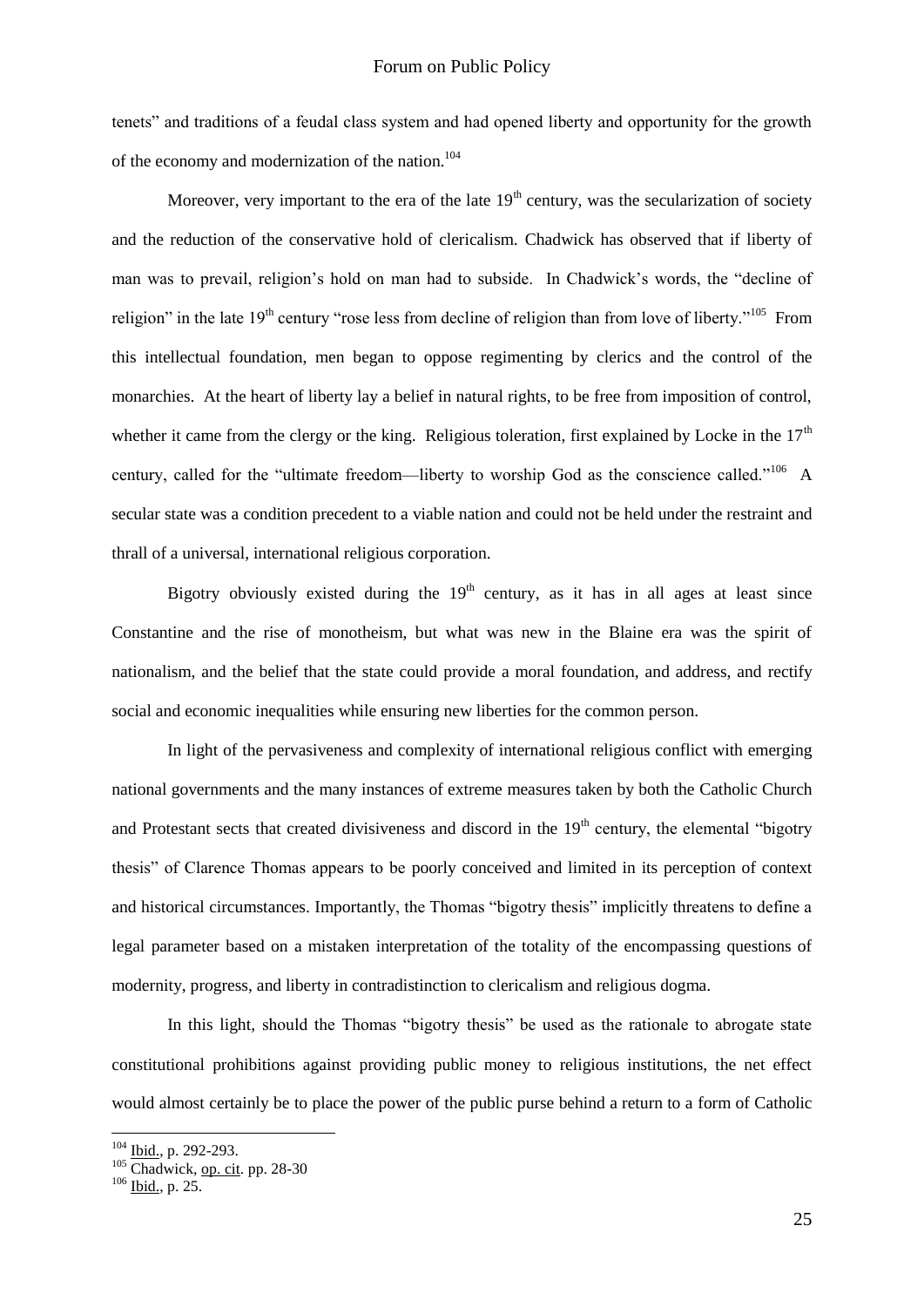tenets" and traditions of a feudal class system and had opened liberty and opportunity for the growth of the economy and modernization of the nation.[104]

Moreover, very important to the era of the late 19th century, was the secularization of society and the reduction of the conservative hold of clericalism. Chadwick has observed that if liberty of man was to prevail, religion's hold on man had to subside. In Chadwick's words, the "decline of religion" in the late 19th century "rose less from decline of religion than from love of liberty."[105] From this intellectual foundation, men began to oppose regimenting by clerics and the control of the monarchies. At the heart of liberty lay a belief in natural rights, to be free from imposition of control, whether it came from the clergy or the king. Religious toleration, first explained by Locke in the 17th century, called for the "ultimate freedom—liberty to worship God as the conscience called."[106] A secular state was a condition precedent to a viable nation and could not be held under the restraint and thrall of a universal, international religious corporation.

Bigotry obviously existed during the 19th century, as it has in all ages at least since Constantine and the rise of monotheism, but what was new in the Blaine era was the spirit of nationalism, and the belief that the state could provide a moral foundation, and address, and rectify social and economic inequalities while ensuring new liberties for the common person.

In light of the pervasiveness and complexity of international religious conflict with emerging national governments and the many instances of extreme measures taken by both the Catholic Church and Protestant sects that created divisiveness and discord in the 19th century, the elemental "bigotry thesis" of Clarence Thomas appears to be poorly conceived and limited in its perception of context and historical circumstances. Importantly, the Thomas "bigotry thesis" implicitly threatens to define a legal parameter based on a mistaken interpretation of the totality of the encompassing questions of modernity, progress, and liberty in contradistinction to clericalism and religious dogma.

In this light, should the Thomas "bigotry thesis" be used as the rationale to abrogate state constitutional prohibitions against providing public money to religious institutions, the net effect would almost certainly be to place the power of the public purse behind a return to a form of Catholic

---

[104] Ibid., p. 292-293.

[105] Chadwick, op. cit. pp. 28-30

[106] Ibid., p. 25.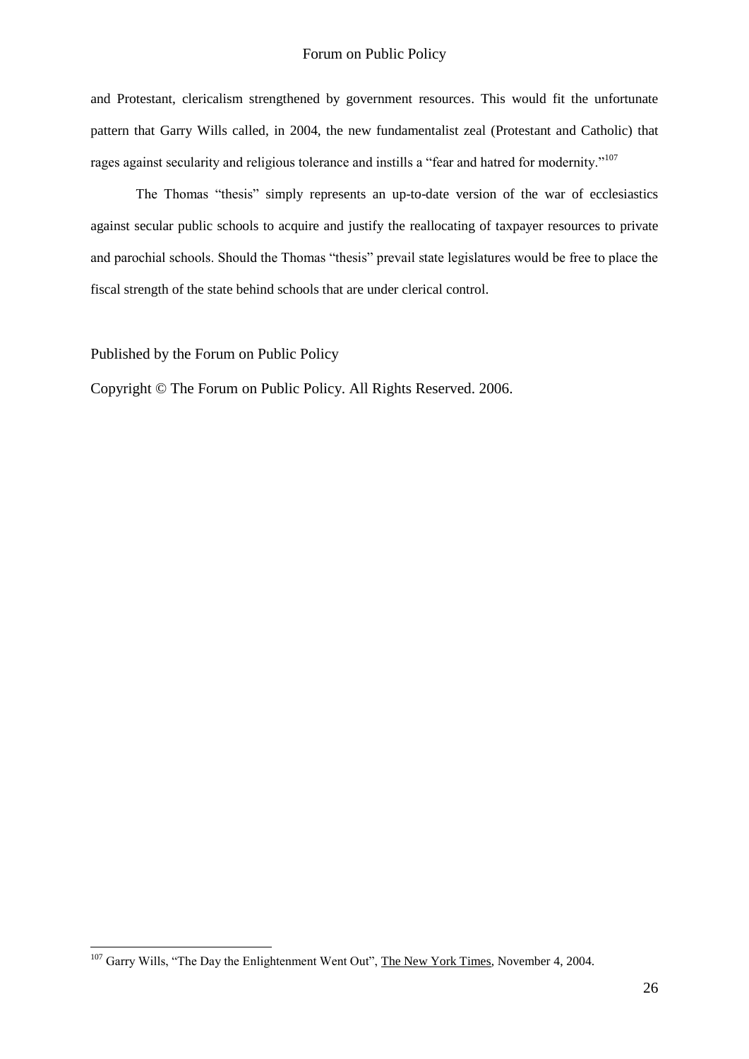and Protestant, clericalism strengthened by government resources. This would fit the unfortunate pattern that Garry Wills called, in 2004, the new fundamentalist zeal (Protestant and Catholic) that rages against secularity and religious tolerance and instills a "fear and hatred for modernity."[107]

The Thomas "thesis" simply represents an up-to-date version of the war of ecclesiastics against secular public schools to acquire and justify the reallocating of taxpayer resources to private and parochial schools. Should the Thomas "thesis" prevail state legislatures would be free to place the fiscal strength of the state behind schools that are under clerical control.

Published by the Forum on Public Policy

Copyright © The Forum on Public Policy. All Rights Reserved. 2006.

---

[107] Garry Wills, "The Day the Enlightenment Went Out", The New York Times, November 4, 2004.